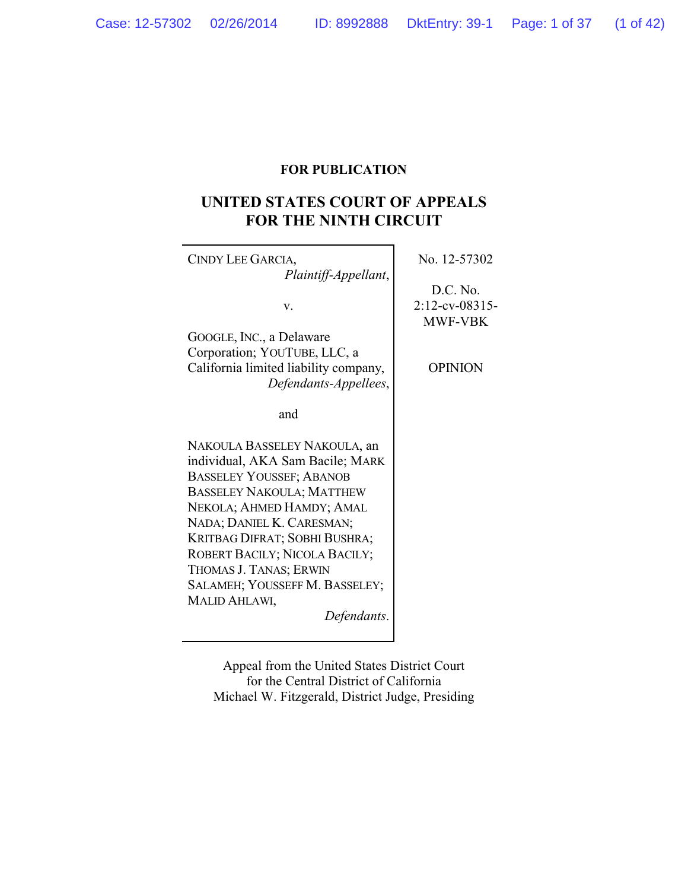**FOR PUBLICATION**

# UNITED STATES COURT OF APPEALS FOR THE NINTH CIRCUIT

| | |
|---|---|
| CINDY LEE GARCIA, *Plaintiff-Appellant*, <br><br> v. <br><br> GOOGLE, INC., a Delaware Corporation; YOUTUBE, LLC, a California limited liability company, *Defendants-Appellees*, <br><br> and <br><br> NAKOULA BASSELEY NAKOULA, an individual, AKA Sam Bacile; MARK BASSELEY YOUSSEF; ABANOB BASSELEY NAKOULA; MATTHEW NEKOLA; AHMED HAMDY; AMAL NADA; DANIEL K. CARESMAN; KRITBAG DIFRAT; SOBHI BUSHRA; ROBERT BACILY; NICOLA BACILY; THOMAS J. TANAS; ERWIN SALAMEH; YOUSSEFF M. BASSELEY; MALID AHLAWI, *Defendants*. | No. 12-57302 <br><br> D.C. No. 2:12-cv-08315-MWF-VBK <br><br> OPINION |

Appeal from the United States District Court for the Central District of California
Michael W. Fitzgerald, District Judge, Presiding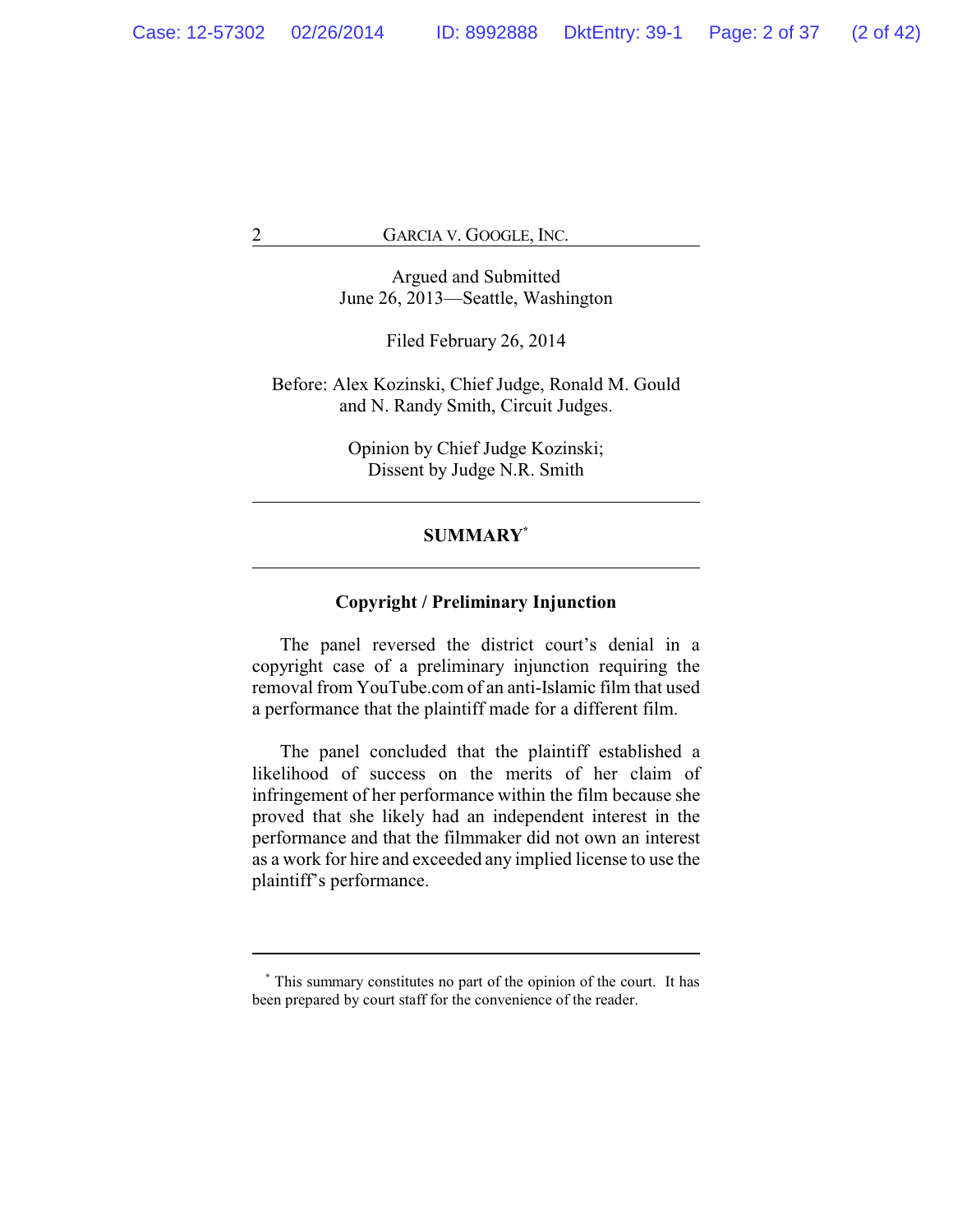Argued and Submitted
June 26, 2013—Seattle, Washington

Filed February 26, 2014

Before: Alex Kozinski, Chief Judge, Ronald M. Gould and N. Randy Smith, Circuit Judges.

Opinion by Chief Judge Kozinski;
Dissent by Judge N.R. Smith

## SUMMARY[*]

### Copyright / Preliminary Injunction

The panel reversed the district court's denial in a copyright case of a preliminary injunction requiring the removal from YouTube.com of an anti-Islamic film that used a performance that the plaintiff made for a different film.

The panel concluded that the plaintiff established a likelihood of success on the merits of her claim of infringement of her performance within the film because she proved that she likely had an independent interest in the performance and that the filmmaker did not own an interest as a work for hire and exceeded any implied license to use the plaintiff's performance.

---

[*] This summary constitutes no part of the opinion of the court. It has been prepared by court staff for the convenience of the reader.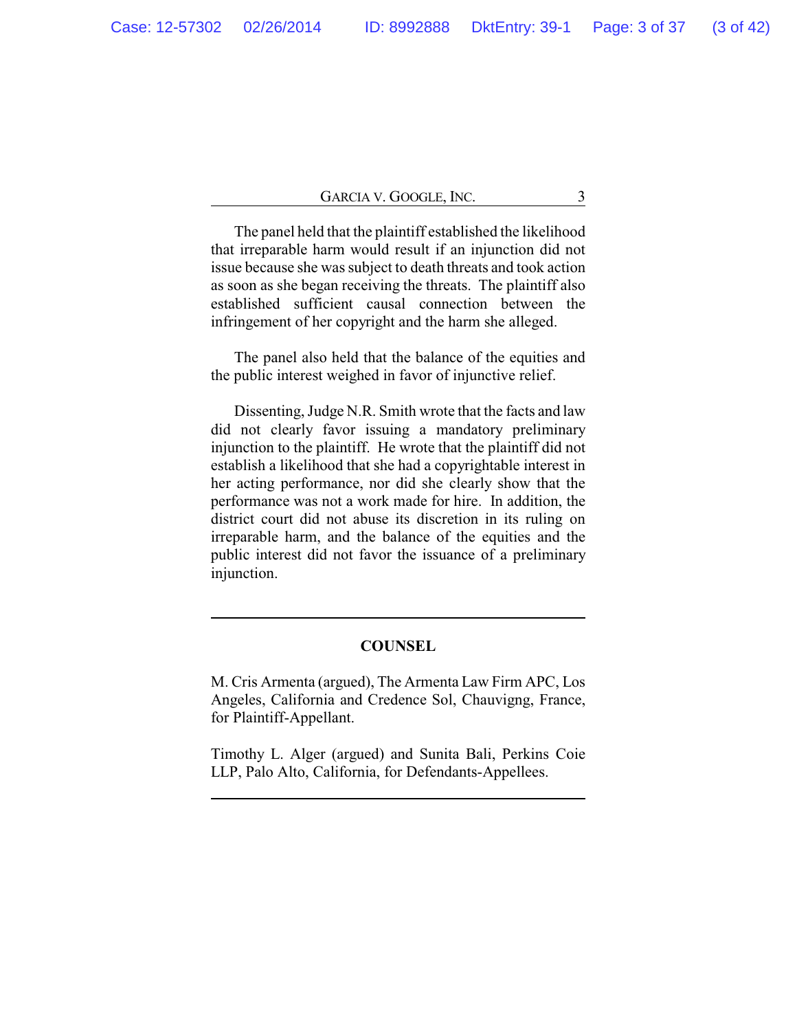The panel held that the plaintiff established the likelihood that irreparable harm would result if an injunction did not issue because she was subject to death threats and took action as soon as she began receiving the threats. The plaintiff also established sufficient causal connection between the infringement of her copyright and the harm she alleged.

The panel also held that the balance of the equities and the public interest weighed in favor of injunctive relief.

Dissenting, Judge N.R. Smith wrote that the facts and law did not clearly favor issuing a mandatory preliminary injunction to the plaintiff. He wrote that the plaintiff did not establish a likelihood that she had a copyrightable interest in her acting performance, nor did she clearly show that the performance was not a work made for hire. In addition, the district court did not abuse its discretion in its ruling on irreparable harm, and the balance of the equities and the public interest did not favor the issuance of a preliminary injunction.

---

## COUNSEL

M. Cris Armenta (argued), The Armenta Law Firm APC, Los Angeles, California and Credence Sol, Chauvigng, France, for Plaintiff-Appellant.

Timothy L. Alger (argued) and Sunita Bali, Perkins Coie LLP, Palo Alto, California, for Defendants-Appellees.

---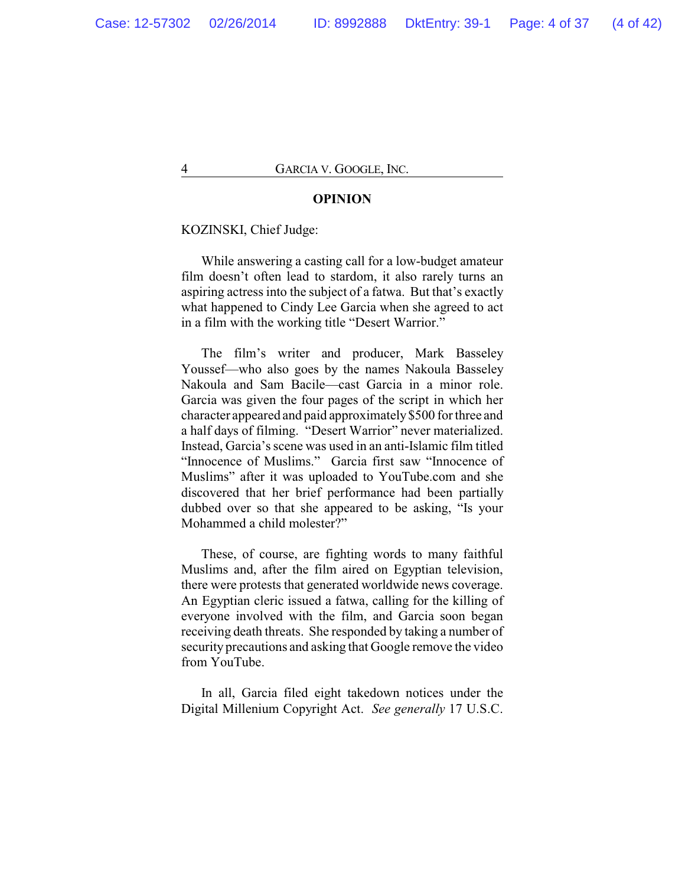**OPINION**

KOZINSKI, Chief Judge:

While answering a casting call for a low-budget amateur film doesn't often lead to stardom, it also rarely turns an aspiring actress into the subject of a fatwa. But that's exactly what happened to Cindy Lee Garcia when she agreed to act in a film with the working title "Desert Warrior."

The film's writer and producer, Mark Basseley Youssef—who also goes by the names Nakoula Basseley Nakoula and Sam Bacile—cast Garcia in a minor role. Garcia was given the four pages of the script in which her character appeared and paid approximately $500 for three and a half days of filming. "Desert Warrior" never materialized. Instead, Garcia's scene was used in an anti-Islamic film titled "Innocence of Muslims." Garcia first saw "Innocence of Muslims" after it was uploaded to YouTube.com and she discovered that her brief performance had been partially dubbed over so that she appeared to be asking, "Is your Mohammed a child molester?"

These, of course, are fighting words to many faithful Muslims and, after the film aired on Egyptian television, there were protests that generated worldwide news coverage. An Egyptian cleric issued a fatwa, calling for the killing of everyone involved with the film, and Garcia soon began receiving death threats. She responded by taking a number of security precautions and asking that Google remove the video from YouTube.

In all, Garcia filed eight takedown notices under the Digital Millenium Copyright Act. *See generally* 17 U.S.C.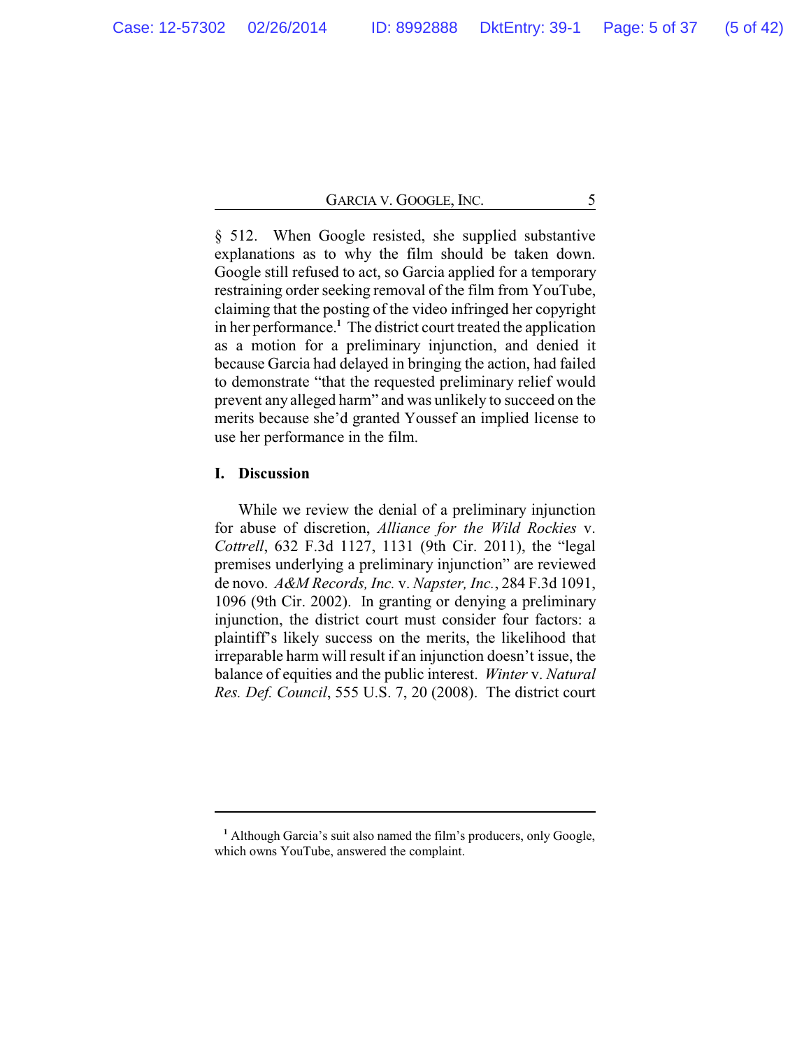§ 512. When Google resisted, she supplied substantive explanations as to why the film should be taken down. Google still refused to act, so Garcia applied for a temporary restraining order seeking removal of the film from YouTube, claiming that the posting of the video infringed her copyright in her performance.[1] The district court treated the application as a motion for a preliminary injunction, and denied it because Garcia had delayed in bringing the action, had failed to demonstrate "that the requested preliminary relief would prevent any alleged harm" and was unlikely to succeed on the merits because she'd granted Youssef an implied license to use her performance in the film.

## I. Discussion

While we review the denial of a preliminary injunction for abuse of discretion, *Alliance for the Wild Rockies* v. *Cottrell*, 632 F.3d 1127, 1131 (9th Cir. 2011), the "legal premises underlying a preliminary injunction" are reviewed de novo. *A&M Records, Inc.* v. *Napster, Inc.*, 284 F.3d 1091, 1096 (9th Cir. 2002). In granting or denying a preliminary injunction, the district court must consider four factors: a plaintiff's likely success on the merits, the likelihood that irreparable harm will result if an injunction doesn't issue, the balance of equities and the public interest. *Winter* v. *Natural Res. Def. Council*, 555 U.S. 7, 20 (2008). The district court

[1] Although Garcia's suit also named the film's producers, only Google, which owns YouTube, answered the complaint.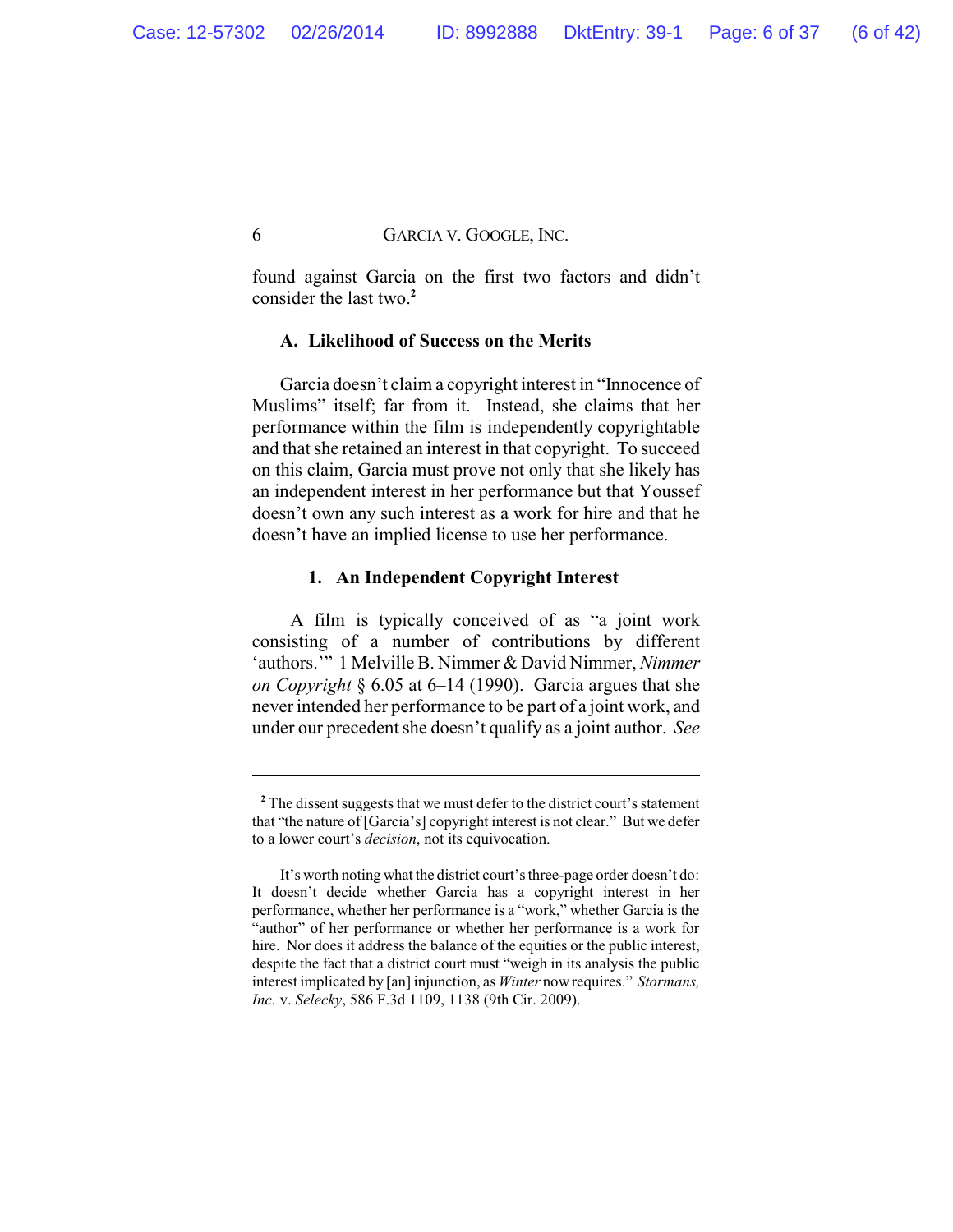found against Garcia on the first two factors and didn't consider the last two.[2]

### A. Likelihood of Success on the Merits

Garcia doesn't claim a copyright interest in "Innocence of Muslims" itself; far from it. Instead, she claims that her performance within the film is independently copyrightable and that she retained an interest in that copyright. To succeed on this claim, Garcia must prove not only that she likely has an independent interest in her performance but that Youssef doesn't own any such interest as a work for hire and that he doesn't have an implied license to use her performance.

#### 1. An Independent Copyright Interest

A film is typically conceived of as "a joint work consisting of a number of contributions by different 'authors.'" 1 Melville B. Nimmer & David Nimmer, *Nimmer on Copyright* § 6.05 at 6–14 (1990). Garcia argues that she never intended her performance to be part of a joint work, and under our precedent she doesn't qualify as a joint author. *See*

---

[2] The dissent suggests that we must defer to the district court's statement that "the nature of [Garcia's] copyright interest is not clear." But we defer to a lower court's *decision*, not its equivocation.

It's worth noting what the district court's three-page order doesn't do: It doesn't decide whether Garcia has a copyright interest in her performance, whether her performance is a "work," whether Garcia is the "author" of her performance or whether her performance is a work for hire. Nor does it address the balance of the equities or the public interest, despite the fact that a district court must "weigh in its analysis the public interest implicated by [an] injunction, as *Winter* now requires." *Stormans, Inc.* v. *Selecky*, 586 F.3d 1109, 1138 (9th Cir. 2009).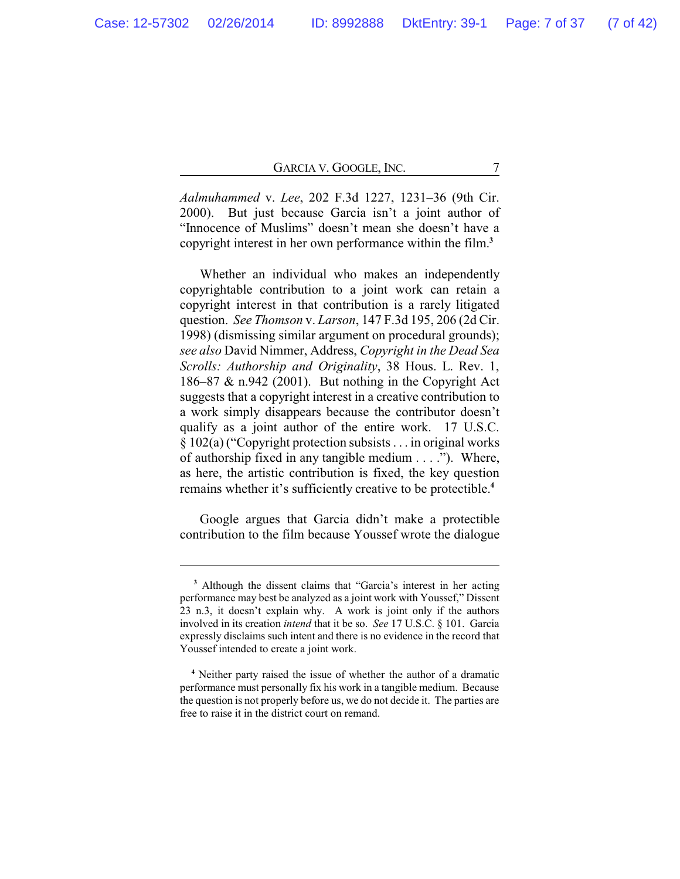*Aalmuhammed* v. *Lee*, 202 F.3d 1227, 1231–36 (9th Cir. 2000). But just because Garcia isn't a joint author of "Innocence of Muslims" doesn't mean she doesn't have a copyright interest in her own performance within the film.[3]

Whether an individual who makes an independently copyrightable contribution to a joint work can retain a copyright interest in that contribution is a rarely litigated question. *See Thomson* v. *Larson*, 147 F.3d 195, 206 (2d Cir. 1998) (dismissing similar argument on procedural grounds); *see also* David Nimmer, Address, *Copyright in the Dead Sea Scrolls: Authorship and Originality*, 38 Hous. L. Rev. 1, 186–87 & n.942 (2001). But nothing in the Copyright Act suggests that a copyright interest in a creative contribution to a work simply disappears because the contributor doesn't qualify as a joint author of the entire work. 17 U.S.C. § 102(a) ("Copyright protection subsists . . . in original works of authorship fixed in any tangible medium . . . ."). Where, as here, the artistic contribution is fixed, the key question remains whether it's sufficiently creative to be protectible.[4]

Google argues that Garcia didn't make a protectible contribution to the film because Youssef wrote the dialogue

---

[3] Although the dissent claims that "Garcia's interest in her acting performance may best be analyzed as a joint work with Youssef," Dissent 23 n.3, it doesn't explain why. A work is joint only if the authors involved in its creation *intend* that it be so. *See* 17 U.S.C. § 101. Garcia expressly disclaims such intent and there is no evidence in the record that Youssef intended to create a joint work.

[4] Neither party raised the issue of whether the author of a dramatic performance must personally fix his work in a tangible medium. Because the question is not properly before us, we do not decide it. The parties are free to raise it in the district court on remand.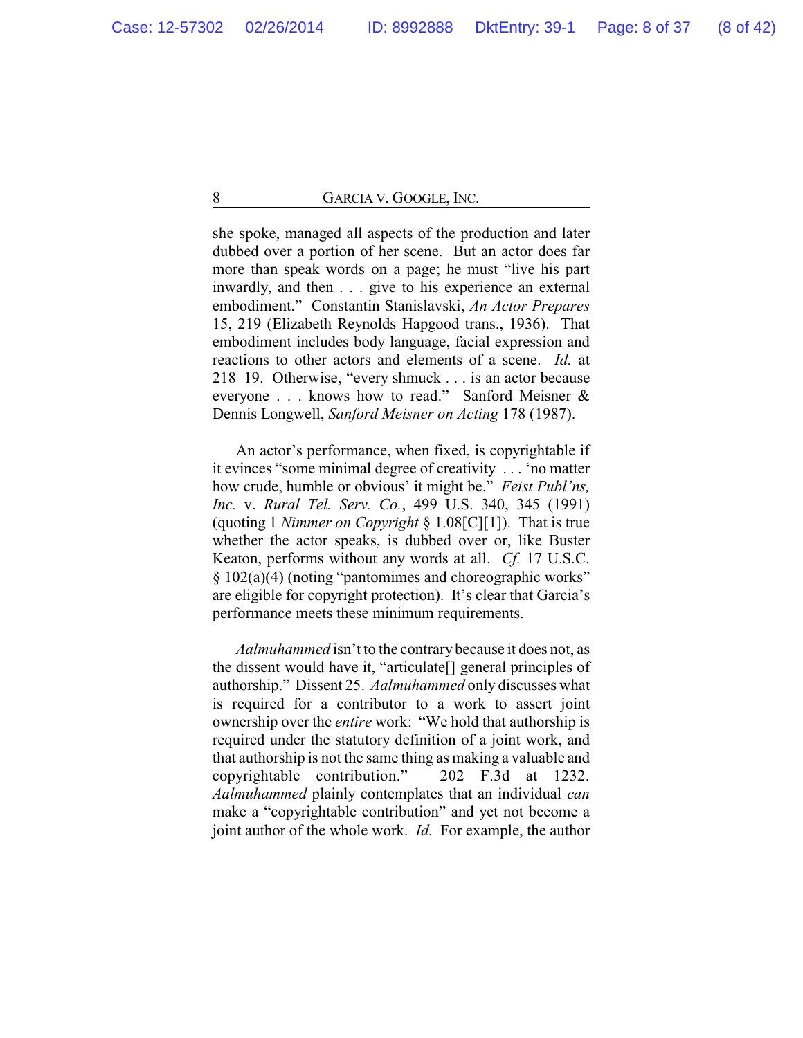she spoke, managed all aspects of the production and later dubbed over a portion of her scene. But an actor does far more than speak words on a page; he must "live his part inwardly, and then . . . give to his experience an external embodiment." Constantin Stanislavski, *An Actor Prepares* 15, 219 (Elizabeth Reynolds Hapgood trans., 1936). That embodiment includes body language, facial expression and reactions to other actors and elements of a scene. *Id.* at 218–19. Otherwise, "every shmuck . . . is an actor because everyone . . . knows how to read." Sanford Meisner & Dennis Longwell, *Sanford Meisner on Acting* 178 (1987).

An actor's performance, when fixed, is copyrightable if it evinces "some minimal degree of creativity . . . 'no matter how crude, humble or obvious' it might be." *Feist Publ'ns, Inc.* v. *Rural Tel. Serv. Co.*, 499 U.S. 340, 345 (1991) (quoting 1 *Nimmer on Copyright* § 1.08[C][1]). That is true whether the actor speaks, is dubbed over or, like Buster Keaton, performs without any words at all. *Cf.* 17 U.S.C. § 102(a)(4) (noting "pantomimes and choreographic works" are eligible for copyright protection). It's clear that Garcia's performance meets these minimum requirements.

*Aalmuhammed* isn't to the contrary because it does not, as the dissent would have it, "articulate[] general principles of authorship." Dissent 25. *Aalmuhammed* only discusses what is required for a contributor to a work to assert joint ownership over the *entire* work: "We hold that authorship is required under the statutory definition of a joint work, and that authorship is not the same thing as making a valuable and copyrightable contribution." 202 F.3d at 1232. *Aalmuhammed* plainly contemplates that an individual *can* make a "copyrightable contribution" and yet not become a joint author of the whole work. *Id.* For example, the author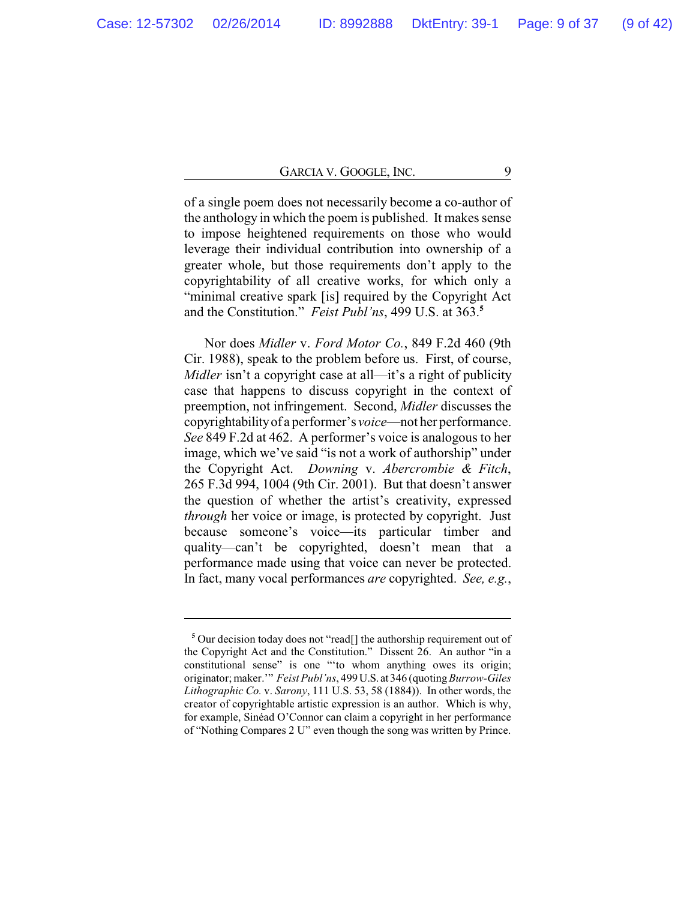of a single poem does not necessarily become a co-author of the anthology in which the poem is published. It makes sense to impose heightened requirements on those who would leverage their individual contribution into ownership of a greater whole, but those requirements don't apply to the copyrightability of all creative works, for which only a "minimal creative spark [is] required by the Copyright Act and the Constitution." *Feist Publ'ns*, 499 U.S. at 363.[5]

Nor does *Midler* v. *Ford Motor Co.*, 849 F.2d 460 (9th Cir. 1988), speak to the problem before us. First, of course, *Midler* isn't a copyright case at all—it's a right of publicity case that happens to discuss copyright in the context of preemption, not infringement. Second, *Midler* discusses the copyrightability of a performer's *voice*—not her performance. *See* 849 F.2d at 462. A performer's voice is analogous to her image, which we've said "is not a work of authorship" under the Copyright Act. *Downing* v. *Abercrombie & Fitch*, 265 F.3d 994, 1004 (9th Cir. 2001). But that doesn't answer the question of whether the artist's creativity, expressed *through* her voice or image, is protected by copyright. Just because someone's voice—its particular timber and quality—can't be copyrighted, doesn't mean that a performance made using that voice can never be protected. In fact, many vocal performances *are* copyrighted. *See, e.g.*,

---

[5] Our decision today does not "read[] the authorship requirement out of the Copyright Act and the Constitution." Dissent 26. An author "in a constitutional sense" is one "'to whom anything owes its origin; originator; maker.'" *Feist Publ'ns*, 499 U.S. at 346 (quoting *Burrow-Giles Lithographic Co.* v. *Sarony*, 111 U.S. 53, 58 (1884)). In other words, the creator of copyrightable artistic expression is an author. Which is why, for example, Sinéad O'Connor can claim a copyright in her performance of "Nothing Compares 2 U" even though the song was written by Prince.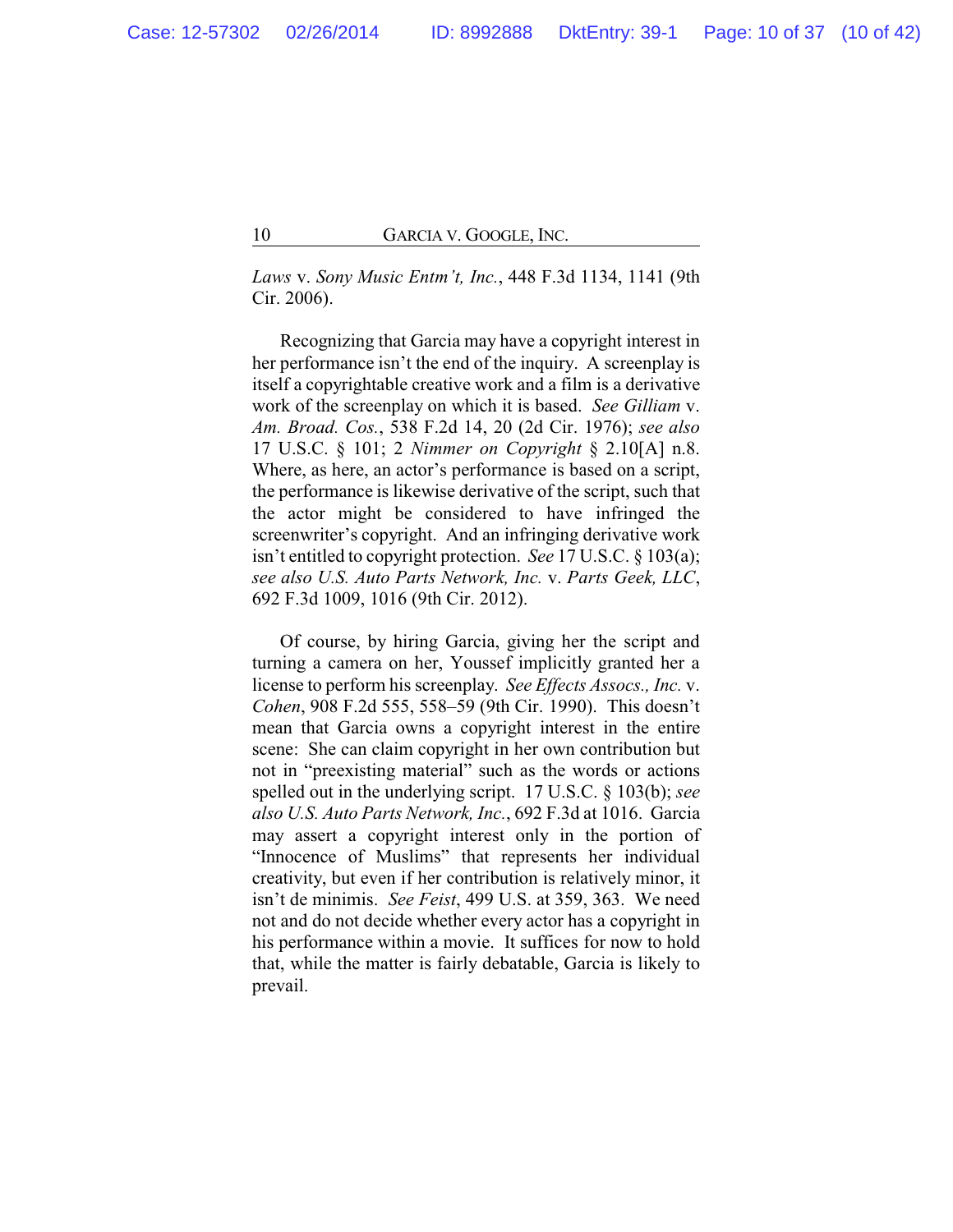*Laws* v. *Sony Music Entm't, Inc.*, 448 F.3d 1134, 1141 (9th Cir. 2006).

Recognizing that Garcia may have a copyright interest in her performance isn't the end of the inquiry. A screenplay is itself a copyrightable creative work and a film is a derivative work of the screenplay on which it is based. *See Gilliam* v. *Am. Broad. Cos.*, 538 F.2d 14, 20 (2d Cir. 1976); *see also* 17 U.S.C. § 101; 2 *Nimmer on Copyright* § 2.10[A] n.8. Where, as here, an actor's performance is based on a script, the performance is likewise derivative of the script, such that the actor might be considered to have infringed the screenwriter's copyright. And an infringing derivative work isn't entitled to copyright protection. *See* 17 U.S.C. § 103(a); *see also U.S. Auto Parts Network, Inc.* v. *Parts Geek, LLC*, 692 F.3d 1009, 1016 (9th Cir. 2012).

Of course, by hiring Garcia, giving her the script and turning a camera on her, Youssef implicitly granted her a license to perform his screenplay. *See Effects Assocs., Inc.* v. *Cohen*, 908 F.2d 555, 558–59 (9th Cir. 1990). This doesn't mean that Garcia owns a copyright interest in the entire scene: She can claim copyright in her own contribution but not in "preexisting material" such as the words or actions spelled out in the underlying script. 17 U.S.C. § 103(b); *see also U.S. Auto Parts Network, Inc.*, 692 F.3d at 1016. Garcia may assert a copyright interest only in the portion of "Innocence of Muslims" that represents her individual creativity, but even if her contribution is relatively minor, it isn't de minimis. *See Feist*, 499 U.S. at 359, 363. We need not and do not decide whether every actor has a copyright in his performance within a movie. It suffices for now to hold that, while the matter is fairly debatable, Garcia is likely to prevail.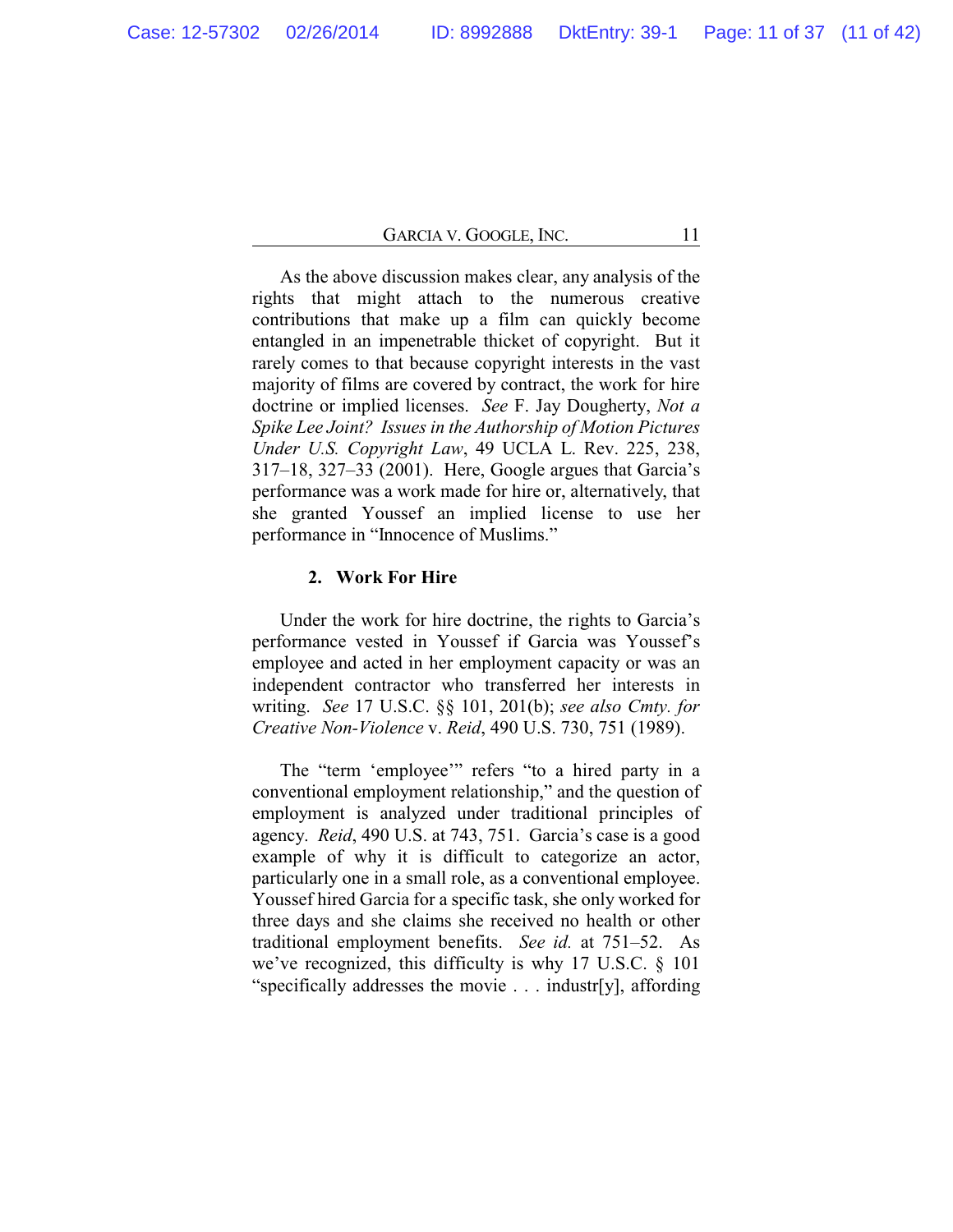As the above discussion makes clear, any analysis of the rights that might attach to the numerous creative contributions that make up a film can quickly become entangled in an impenetrable thicket of copyright. But it rarely comes to that because copyright interests in the vast majority of films are covered by contract, the work for hire doctrine or implied licenses. *See* F. Jay Dougherty, *Not a Spike Lee Joint? Issues in the Authorship of Motion Pictures Under U.S. Copyright Law*, 49 UCLA L. Rev. 225, 238, 317–18, 327–33 (2001). Here, Google argues that Garcia's performance was a work made for hire or, alternatively, that she granted Youssef an implied license to use her performance in "Innocence of Muslims."

### 2. Work For Hire

Under the work for hire doctrine, the rights to Garcia's performance vested in Youssef if Garcia was Youssef's employee and acted in her employment capacity or was an independent contractor who transferred her interests in writing. *See* 17 U.S.C. §§ 101, 201(b); *see also Cmty. for Creative Non-Violence* v. *Reid*, 490 U.S. 730, 751 (1989).

The "term 'employee'" refers "to a hired party in a conventional employment relationship," and the question of employment is analyzed under traditional principles of agency. *Reid*, 490 U.S. at 743, 751. Garcia's case is a good example of why it is difficult to categorize an actor, particularly one in a small role, as a conventional employee. Youssef hired Garcia for a specific task, she only worked for three days and she claims she received no health or other traditional employment benefits. *See id.* at 751–52. As we've recognized, this difficulty is why 17 U.S.C. § 101 "specifically addresses the movie . . . industr[y], affording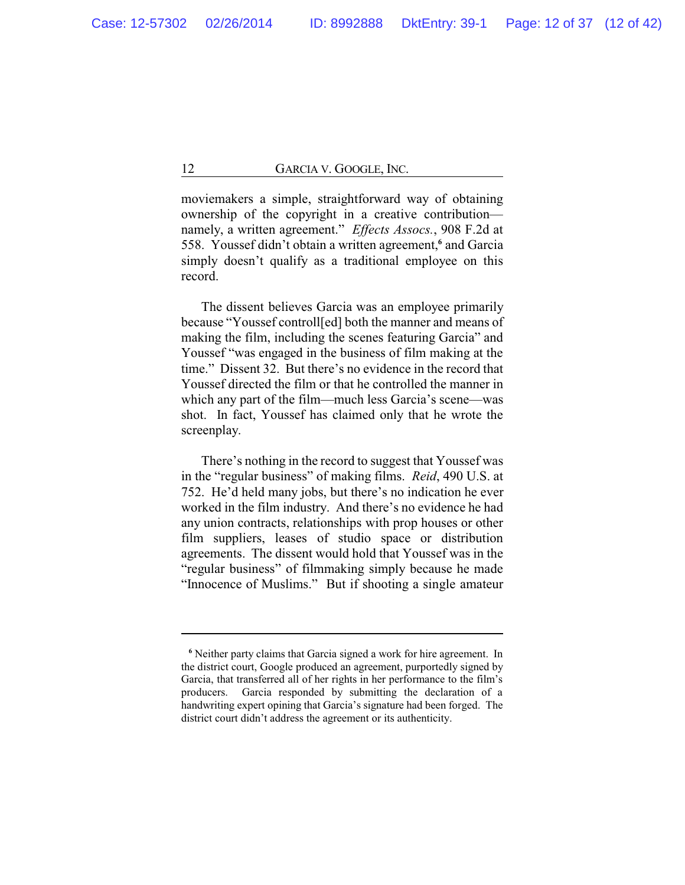moviemakers a simple, straightforward way of obtaining ownership of the copyright in a creative contribution—namely, a written agreement." *Effects Assocs.*, 908 F.2d at 558. Youssef didn't obtain a written agreement,[6] and Garcia simply doesn't qualify as a traditional employee on this record.

The dissent believes Garcia was an employee primarily because "Youssef controll[ed] both the manner and means of making the film, including the scenes featuring Garcia" and Youssef "was engaged in the business of film making at the time." Dissent 32. But there's no evidence in the record that Youssef directed the film or that he controlled the manner in which any part of the film—much less Garcia's scene—was shot. In fact, Youssef has claimed only that he wrote the screenplay.

There's nothing in the record to suggest that Youssef was in the "regular business" of making films. *Reid*, 490 U.S. at 752. He'd held many jobs, but there's no indication he ever worked in the film industry. And there's no evidence he had any union contracts, relationships with prop houses or other film suppliers, leases of studio space or distribution agreements. The dissent would hold that Youssef was in the "regular business" of filmmaking simply because he made "Innocence of Muslims." But if shooting a single amateur

---

[6] Neither party claims that Garcia signed a work for hire agreement. In the district court, Google produced an agreement, purportedly signed by Garcia, that transferred all of her rights in her performance to the film's producers. Garcia responded by submitting the declaration of a handwriting expert opining that Garcia's signature had been forged. The district court didn't address the agreement or its authenticity.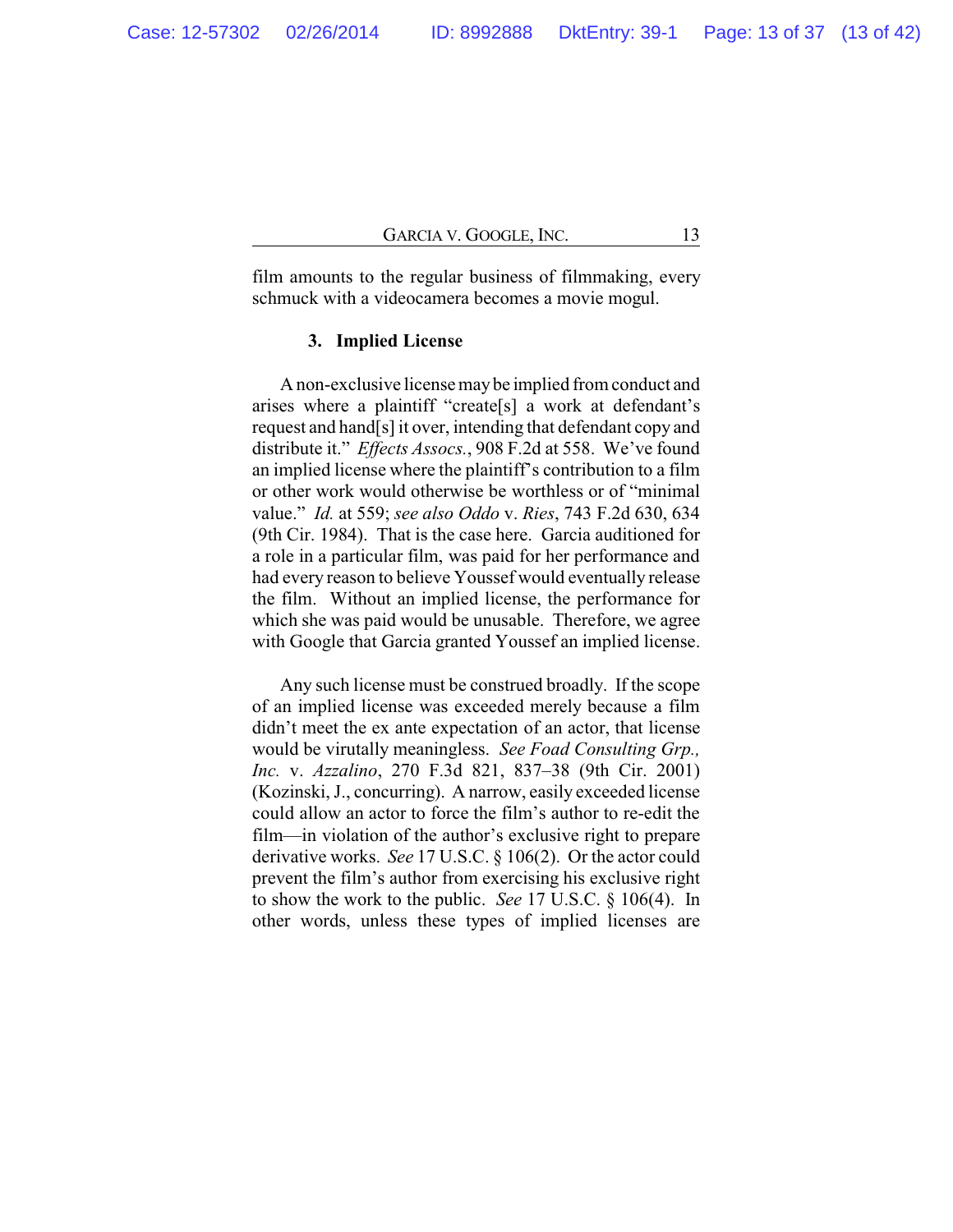film amounts to the regular business of filmmaking, every schmuck with a videocamera becomes a movie mogul.

### 3. Implied License

A non-exclusive license may be implied from conduct and arises where a plaintiff "create[s] a work at defendant's request and hand[s] it over, intending that defendant copy and distribute it." *Effects Assocs.*, 908 F.2d at 558. We've found an implied license where the plaintiff's contribution to a film or other work would otherwise be worthless or of "minimal value." *Id.* at 559; *see also Oddo* v. *Ries*, 743 F.2d 630, 634 (9th Cir. 1984). That is the case here. Garcia auditioned for a role in a particular film, was paid for her performance and had every reason to believe Youssef would eventually release the film. Without an implied license, the performance for which she was paid would be unusable. Therefore, we agree with Google that Garcia granted Youssef an implied license.

Any such license must be construed broadly. If the scope of an implied license was exceeded merely because a film didn't meet the ex ante expectation of an actor, that license would be virutally meaningless. *See Foad Consulting Grp., Inc.* v. *Azzalino*, 270 F.3d 821, 837–38 (9th Cir. 2001) (Kozinski, J., concurring). A narrow, easily exceeded license could allow an actor to force the film's author to re-edit the film—in violation of the author's exclusive right to prepare derivative works. *See* 17 U.S.C. § 106(2). Or the actor could prevent the film's author from exercising his exclusive right to show the work to the public. *See* 17 U.S.C. § 106(4). In other words, unless these types of implied licenses are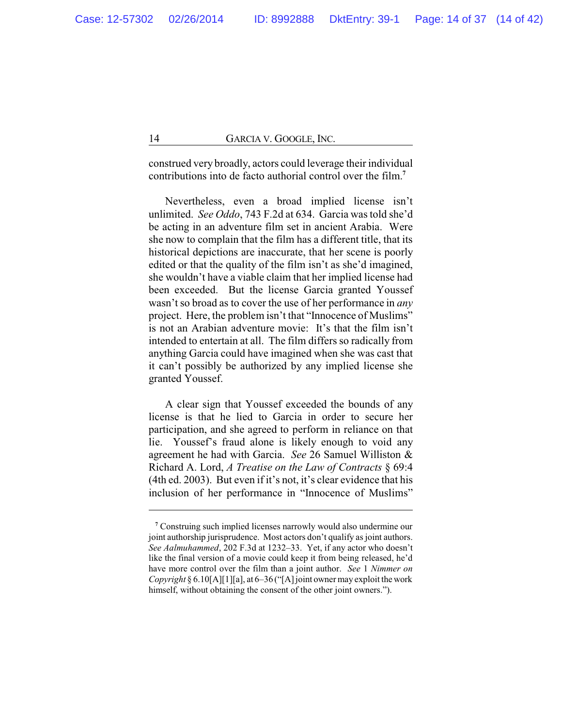construed very broadly, actors could leverage their individual contributions into de facto authorial control over the film.[7]

Nevertheless, even a broad implied license isn't unlimited. *See Oddo*, 743 F.2d at 634. Garcia was told she'd be acting in an adventure film set in ancient Arabia. Were she now to complain that the film has a different title, that its historical depictions are inaccurate, that her scene is poorly edited or that the quality of the film isn't as she'd imagined, she wouldn't have a viable claim that her implied license had been exceeded. But the license Garcia granted Youssef wasn't so broad as to cover the use of her performance in *any* project. Here, the problem isn't that "Innocence of Muslims" is not an Arabian adventure movie: It's that the film isn't intended to entertain at all. The film differs so radically from anything Garcia could have imagined when she was cast that it can't possibly be authorized by any implied license she granted Youssef.

A clear sign that Youssef exceeded the bounds of any license is that he lied to Garcia in order to secure her participation, and she agreed to perform in reliance on that lie. Youssef's fraud alone is likely enough to void any agreement he had with Garcia. *See* 26 Samuel Williston & Richard A. Lord, *A Treatise on the Law of Contracts* § 69:4 (4th ed. 2003). But even if it's not, it's clear evidence that his inclusion of her performance in "Innocence of Muslims"

---

[7] Construing such implied licenses narrowly would also undermine our joint authorship jurisprudence. Most actors don't qualify as joint authors. *See Aalmuhammed*, 202 F.3d at 1232–33. Yet, if any actor who doesn't like the final version of a movie could keep it from being released, he'd have more control over the film than a joint author. *See* 1 *Nimmer on Copyright* § 6.10[A][1][a], at 6–36 ("[A] joint owner may exploit the work himself, without obtaining the consent of the other joint owners.").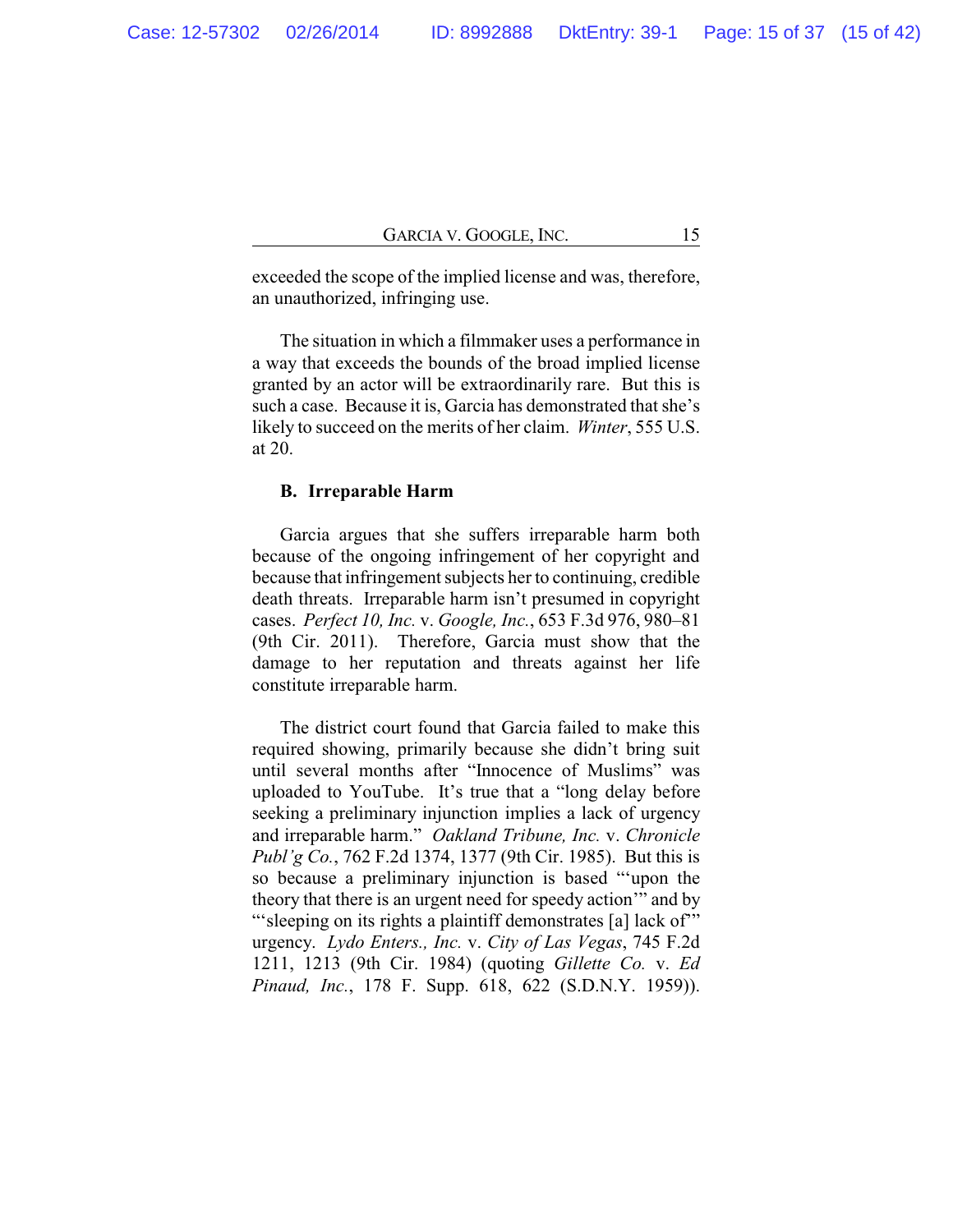exceeded the scope of the implied license and was, therefore, an unauthorized, infringing use.

The situation in which a filmmaker uses a performance in a way that exceeds the bounds of the broad implied license granted by an actor will be extraordinarily rare. But this is such a case. Because it is, Garcia has demonstrated that she's likely to succeed on the merits of her claim. *Winter*, 555 U.S. at 20.

### B. Irreparable Harm

Garcia argues that she suffers irreparable harm both because of the ongoing infringement of her copyright and because that infringement subjects her to continuing, credible death threats. Irreparable harm isn't presumed in copyright cases. *Perfect 10, Inc.* v. *Google, Inc.*, 653 F.3d 976, 980–81 (9th Cir. 2011). Therefore, Garcia must show that the damage to her reputation and threats against her life constitute irreparable harm.

The district court found that Garcia failed to make this required showing, primarily because she didn't bring suit until several months after "Innocence of Muslims" was uploaded to YouTube. It's true that a "long delay before seeking a preliminary injunction implies a lack of urgency and irreparable harm." *Oakland Tribune, Inc.* v. *Chronicle Publ'g Co.*, 762 F.2d 1374, 1377 (9th Cir. 1985). But this is so because a preliminary injunction is based "'upon the theory that there is an urgent need for speedy action'" and by "'sleeping on its rights a plaintiff demonstrates [a] lack of'" urgency. *Lydo Enters., Inc.* v. *City of Las Vegas*, 745 F.2d 1211, 1213 (9th Cir. 1984) (quoting *Gillette Co.* v. *Ed Pinaud, Inc.*, 178 F. Supp. 618, 622 (S.D.N.Y. 1959)).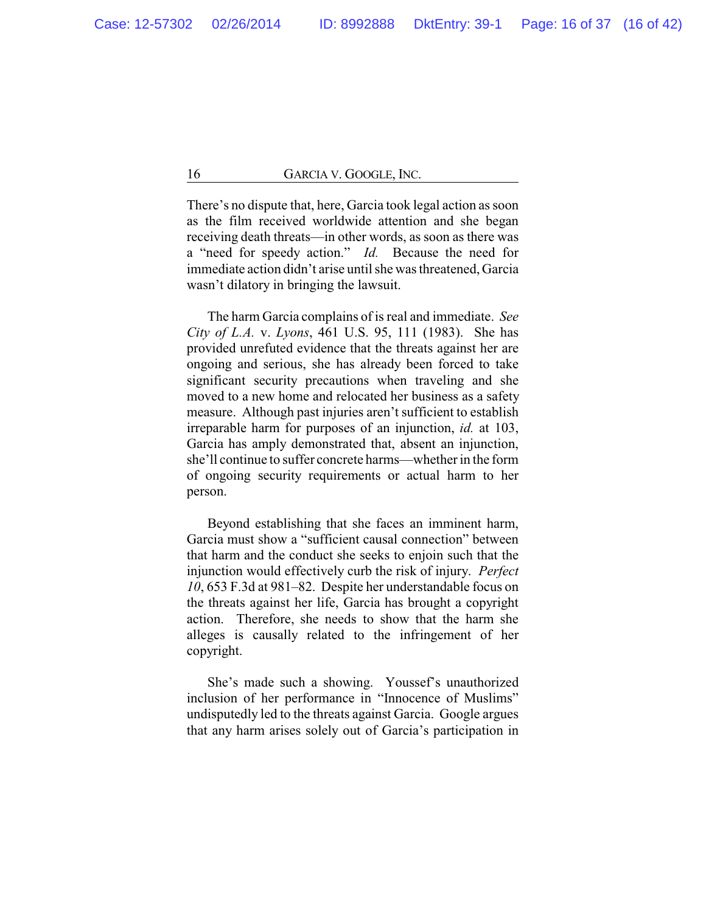There's no dispute that, here, Garcia took legal action as soon as the film received worldwide attention and she began receiving death threats—in other words, as soon as there was a "need for speedy action." *Id.* Because the need for immediate action didn't arise until she was threatened, Garcia wasn't dilatory in bringing the lawsuit.

The harm Garcia complains of is real and immediate. *See City of L.A.* v. *Lyons*, 461 U.S. 95, 111 (1983). She has provided unrefuted evidence that the threats against her are ongoing and serious, she has already been forced to take significant security precautions when traveling and she moved to a new home and relocated her business as a safety measure. Although past injuries aren't sufficient to establish irreparable harm for purposes of an injunction, *id.* at 103, Garcia has amply demonstrated that, absent an injunction, she'll continue to suffer concrete harms—whether in the form of ongoing security requirements or actual harm to her person.

Beyond establishing that she faces an imminent harm, Garcia must show a "sufficient causal connection" between that harm and the conduct she seeks to enjoin such that the injunction would effectively curb the risk of injury. *Perfect 10*, 653 F.3d at 981–82. Despite her understandable focus on the threats against her life, Garcia has brought a copyright action. Therefore, she needs to show that the harm she alleges is causally related to the infringement of her copyright.

She's made such a showing. Youssef's unauthorized inclusion of her performance in "Innocence of Muslims" undisputedly led to the threats against Garcia. Google argues that any harm arises solely out of Garcia's participation in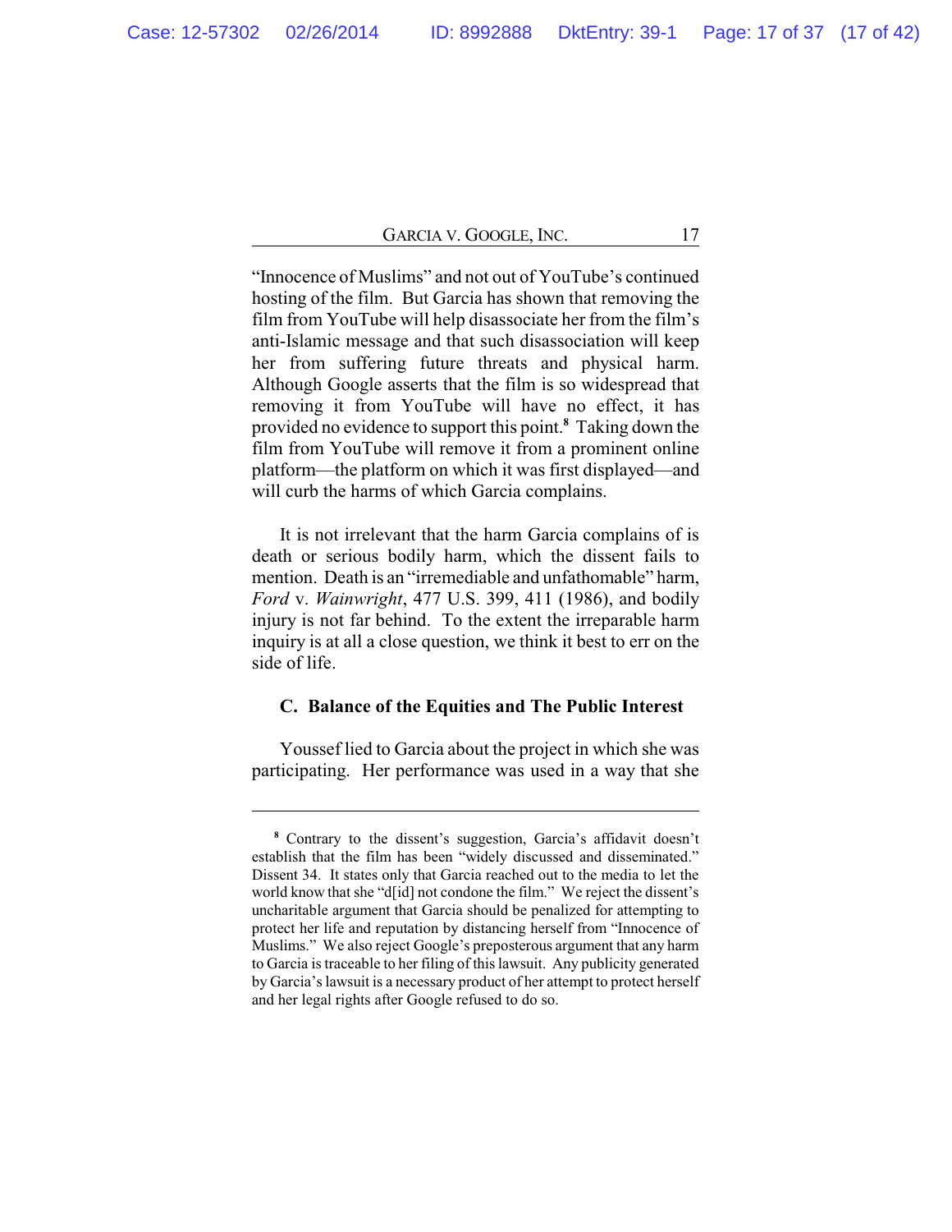"Innocence of Muslims" and not out of YouTube's continued hosting of the film. But Garcia has shown that removing the film from YouTube will help disassociate her from the film's anti-Islamic message and that such disassociation will keep her from suffering future threats and physical harm. Although Google asserts that the film is so widespread that removing it from YouTube will have no effect, it has provided no evidence to support this point.[8] Taking down the film from YouTube will remove it from a prominent online platform—the platform on which it was first displayed—and will curb the harms of which Garcia complains.

It is not irrelevant that the harm Garcia complains of is death or serious bodily harm, which the dissent fails to mention. Death is an "irremediable and unfathomable" harm, *Ford* v. *Wainwright*, 477 U.S. 399, 411 (1986), and bodily injury is not far behind. To the extent the irreparable harm inquiry is at all a close question, we think it best to err on the side of life.

### C. Balance of the Equities and The Public Interest

Youssef lied to Garcia about the project in which she was participating. Her performance was used in a way that she

---

[8] Contrary to the dissent's suggestion, Garcia's affidavit doesn't establish that the film has been "widely discussed and disseminated." Dissent 34. It states only that Garcia reached out to the media to let the world know that she "d[id] not condone the film." We reject the dissent's uncharitable argument that Garcia should be penalized for attempting to protect her life and reputation by distancing herself from "Innocence of Muslims." We also reject Google's preposterous argument that any harm to Garcia is traceable to her filing of this lawsuit. Any publicity generated by Garcia's lawsuit is a necessary product of her attempt to protect herself and her legal rights after Google refused to do so.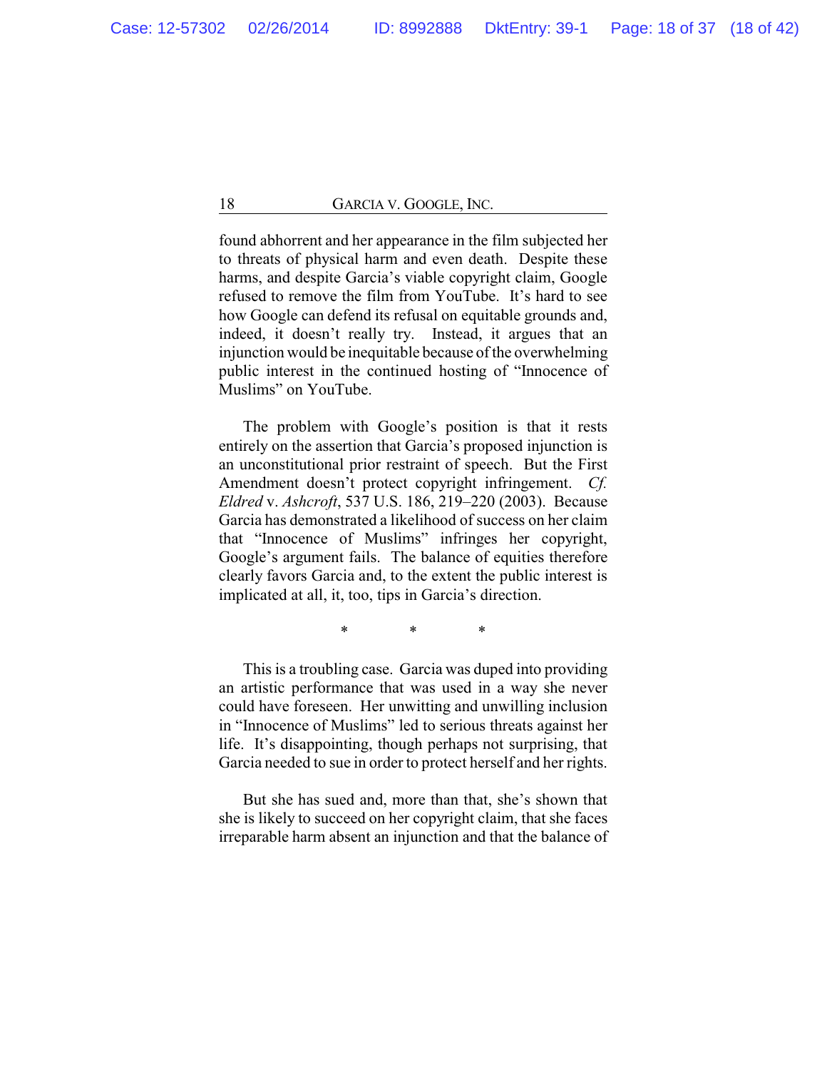found abhorrent and her appearance in the film subjected her to threats of physical harm and even death. Despite these harms, and despite Garcia's viable copyright claim, Google refused to remove the film from YouTube. It's hard to see how Google can defend its refusal on equitable grounds and, indeed, it doesn't really try. Instead, it argues that an injunction would be inequitable because of the overwhelming public interest in the continued hosting of "Innocence of Muslims" on YouTube.

The problem with Google's position is that it rests entirely on the assertion that Garcia's proposed injunction is an unconstitutional prior restraint of speech. But the First Amendment doesn't protect copyright infringement. *Cf. Eldred* v. *Ashcroft*, 537 U.S. 186, 219–220 (2003). Because Garcia has demonstrated a likelihood of success on her claim that "Innocence of Muslims" infringes her copyright, Google's argument fails. The balance of equities therefore clearly favors Garcia and, to the extent the public interest is implicated at all, it, too, tips in Garcia's direction.

\* \* \*

This is a troubling case. Garcia was duped into providing an artistic performance that was used in a way she never could have foreseen. Her unwitting and unwilling inclusion in "Innocence of Muslims" led to serious threats against her life. It's disappointing, though perhaps not surprising, that Garcia needed to sue in order to protect herself and her rights.

But she has sued and, more than that, she's shown that she is likely to succeed on her copyright claim, that she faces irreparable harm absent an injunction and that the balance of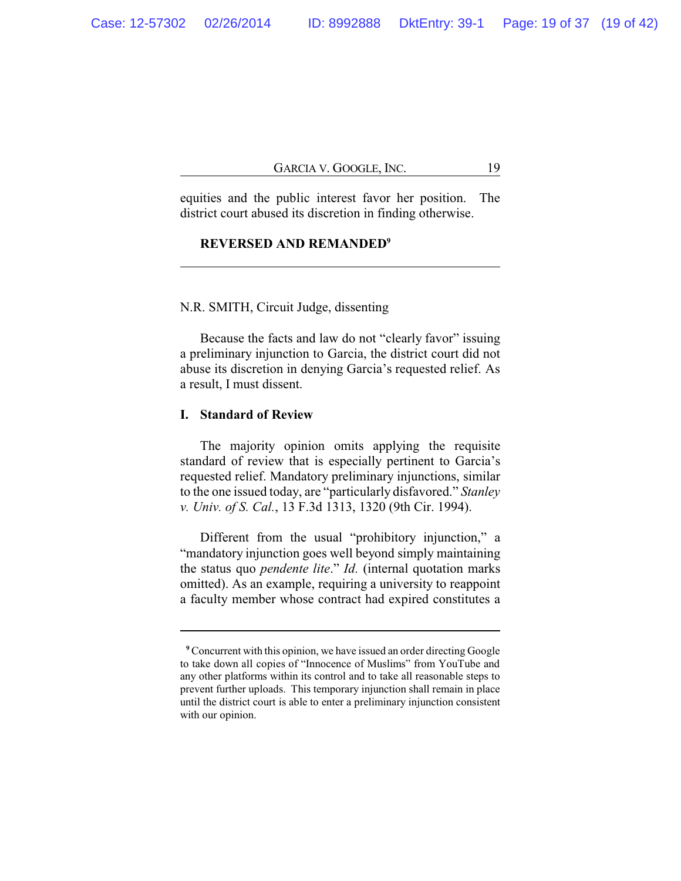equities and the public interest favor her position. The district court abused its discretion in finding otherwise.

**REVERSED AND REMANDED**[9]

---

N.R. SMITH, Circuit Judge, dissenting

Because the facts and law do not "clearly favor" issuing a preliminary injunction to Garcia, the district court did not abuse its discretion in denying Garcia's requested relief. As a result, I must dissent.

## I. Standard of Review

The majority opinion omits applying the requisite standard of review that is especially pertinent to Garcia's requested relief. Mandatory preliminary injunctions, similar to the one issued today, are "particularly disfavored." *Stanley v. Univ. of S. Cal.*, 13 F.3d 1313, 1320 (9th Cir. 1994).

Different from the usual "prohibitory injunction," a "mandatory injunction goes well beyond simply maintaining the status quo *pendente lite*." *Id.* (internal quotation marks omitted). As an example, requiring a university to reappoint a faculty member whose contract had expired constitutes a

---

[9] Concurrent with this opinion, we have issued an order directing Google to take down all copies of "Innocence of Muslims" from YouTube and any other platforms within its control and to take all reasonable steps to prevent further uploads. This temporary injunction shall remain in place until the district court is able to enter a preliminary injunction consistent with our opinion.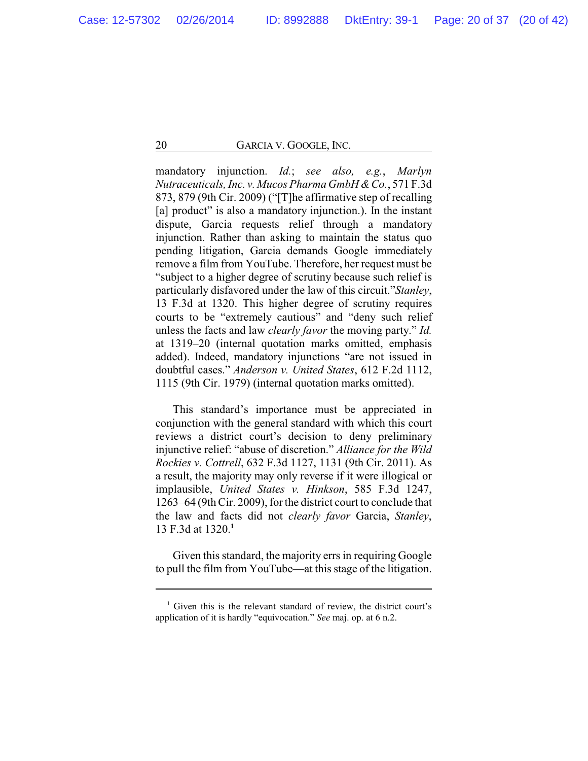mandatory injunction. *Id.*; *see also, e.g.*, *Marlyn Nutraceuticals, Inc. v. Mucos Pharma GmbH & Co.*, 571 F.3d 873, 879 (9th Cir. 2009) ("[T]he affirmative step of recalling [a] product" is also a mandatory injunction.). In the instant dispute, Garcia requests relief through a mandatory injunction. Rather than asking to maintain the status quo pending litigation, Garcia demands Google immediately remove a film from YouTube. Therefore, her request must be "subject to a higher degree of scrutiny because such relief is particularly disfavored under the law of this circuit."*Stanley*, 13 F.3d at 1320. This higher degree of scrutiny requires courts to be "extremely cautious" and "deny such relief unless the facts and law *clearly favor* the moving party." *Id.* at 1319–20 (internal quotation marks omitted, emphasis added). Indeed, mandatory injunctions "are not issued in doubtful cases." *Anderson v. United States*, 612 F.2d 1112, 1115 (9th Cir. 1979) (internal quotation marks omitted).

This standard's importance must be appreciated in conjunction with the general standard with which this court reviews a district court's decision to deny preliminary injunctive relief: "abuse of discretion." *Alliance for the Wild Rockies v. Cottrell*, 632 F.3d 1127, 1131 (9th Cir. 2011). As a result, the majority may only reverse if it were illogical or implausible, *United States v. Hinkson*, 585 F.3d 1247, 1263–64 (9th Cir. 2009), for the district court to conclude that the law and facts did not *clearly favor* Garcia, *Stanley*, 13 F.3d at 1320.[1]

Given this standard, the majority errs in requiring Google to pull the film from YouTube—at this stage of the litigation.

[1] Given this is the relevant standard of review, the district court's application of it is hardly "equivocation." *See* maj. op. at 6 n.2.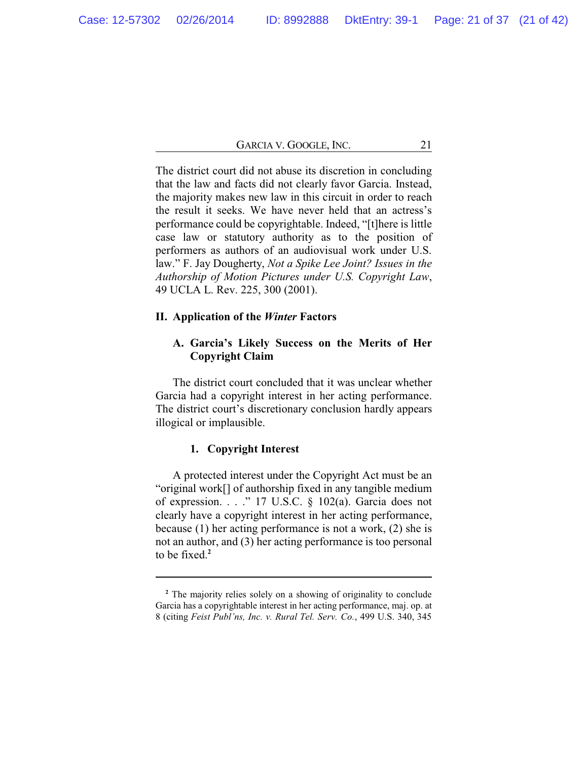The district court did not abuse its discretion in concluding that the law and facts did not clearly favor Garcia. Instead, the majority makes new law in this circuit in order to reach the result it seeks. We have never held that an actress's performance could be copyrightable. Indeed, "[t]here is little case law or statutory authority as to the position of performers as authors of an audiovisual work under U.S. law." F. Jay Dougherty, *Not a Spike Lee Joint? Issues in the Authorship of Motion Pictures under U.S. Copyright Law*, 49 UCLA L. Rev. 225, 300 (2001).

## II. Application of the *Winter* Factors

### A. Garcia's Likely Success on the Merits of Her Copyright Claim

The district court concluded that it was unclear whether Garcia had a copyright interest in her acting performance. The district court's discretionary conclusion hardly appears illogical or implausible.

#### 1. Copyright Interest

A protected interest under the Copyright Act must be an "original work[] of authorship fixed in any tangible medium of expression. . . ." 17 U.S.C. § 102(a). Garcia does not clearly have a copyright interest in her acting performance, because (1) her acting performance is not a work, (2) she is not an author, and (3) her acting performance is too personal to be fixed.[2]

---

[2] The majority relies solely on a showing of originality to conclude Garcia has a copyrightable interest in her acting performance, maj. op. at 8 (citing *Feist Publ'ns, Inc. v. Rural Tel. Serv. Co.*, 499 U.S. 340, 345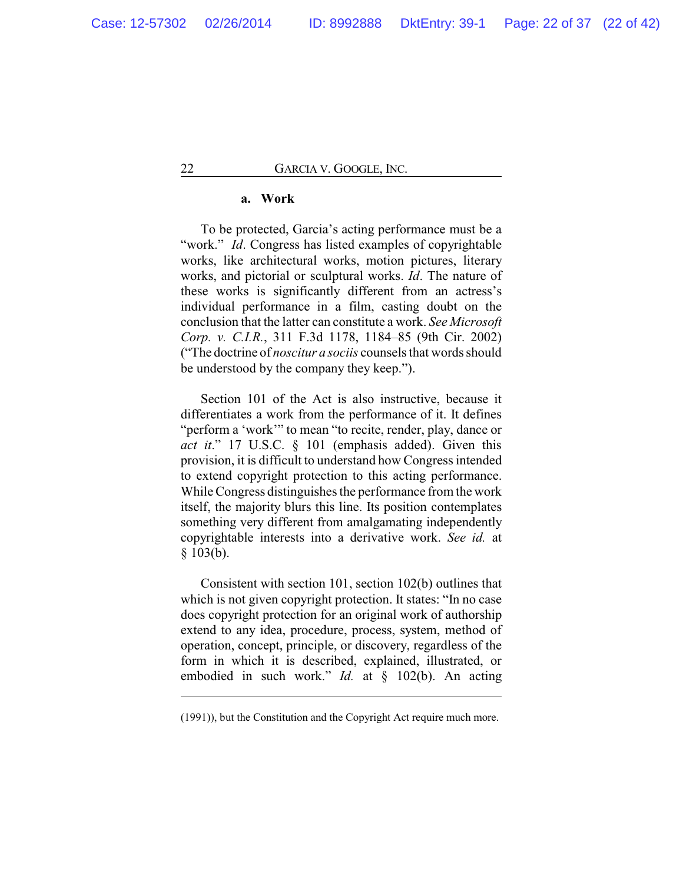#### a. Work

To be protected, Garcia's acting performance must be a "work." *Id*. Congress has listed examples of copyrightable works, like architectural works, motion pictures, literary works, and pictorial or sculptural works. *Id*. The nature of these works is significantly different from an actress's individual performance in a film, casting doubt on the conclusion that the latter can constitute a work. *See Microsoft Corp. v. C.I.R.*, 311 F.3d 1178, 1184–85 (9th Cir. 2002) ("The doctrine of *noscitur a sociis* counsels that words should be understood by the company they keep.").

Section 101 of the Act is also instructive, because it differentiates a work from the performance of it. It defines "perform a 'work'" to mean "to recite, render, play, dance or *act it*." 17 U.S.C. § 101 (emphasis added). Given this provision, it is difficult to understand how Congress intended to extend copyright protection to this acting performance. While Congress distinguishes the performance from the work itself, the majority blurs this line. Its position contemplates something very different from amalgamating independently copyrightable interests into a derivative work. *See id.* at § 103(b).

Consistent with section 101, section 102(b) outlines that which is not given copyright protection. It states: "In no case does copyright protection for an original work of authorship extend to any idea, procedure, process, system, method of operation, concept, principle, or discovery, regardless of the form in which it is described, explained, illustrated, or embodied in such work." *Id.* at § 102(b). An acting

---

(1991)), but the Constitution and the Copyright Act require much more.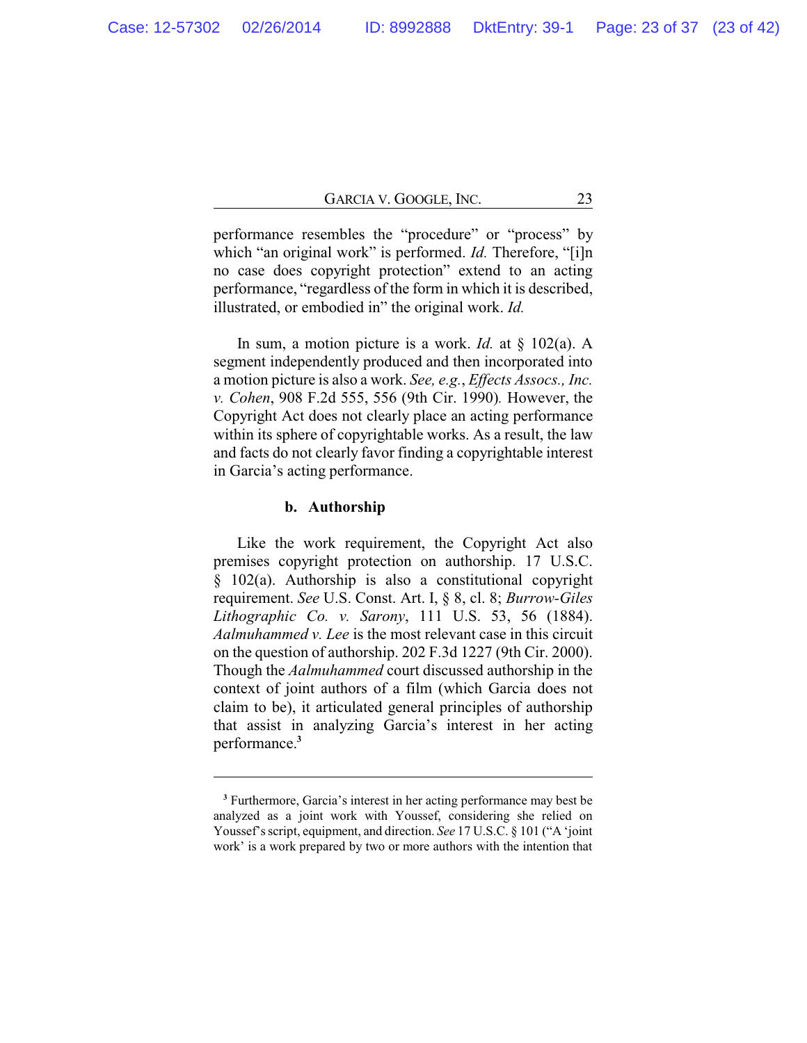performance resembles the "procedure" or "process" by which "an original work" is performed. *Id.* Therefore, "[i]n no case does copyright protection" extend to an acting performance, "regardless of the form in which it is described, illustrated, or embodied in" the original work. *Id.*

In sum, a motion picture is a work. *Id.* at § 102(a). A segment independently produced and then incorporated into a motion picture is also a work. *See, e.g.*, *Effects Assocs., Inc. v. Cohen*, 908 F.2d 555, 556 (9th Cir. 1990). However, the Copyright Act does not clearly place an acting performance within its sphere of copyrightable works. As a result, the law and facts do not clearly favor finding a copyrightable interest in Garcia's acting performance.

### b. Authorship

Like the work requirement, the Copyright Act also premises copyright protection on authorship. 17 U.S.C. § 102(a). Authorship is also a constitutional copyright requirement. *See* U.S. Const. Art. I, § 8, cl. 8; *Burrow-Giles Lithographic Co. v. Sarony*, 111 U.S. 53, 56 (1884). *Aalmuhammed v. Lee* is the most relevant case in this circuit on the question of authorship. 202 F.3d 1227 (9th Cir. 2000). Though the *Aalmuhammed* court discussed authorship in the context of joint authors of a film (which Garcia does not claim to be), it articulated general principles of authorship that assist in analyzing Garcia's interest in her acting performance.[3]

---

[3] Furthermore, Garcia's interest in her acting performance may best be analyzed as a joint work with Youssef, considering she relied on Youssef's script, equipment, and direction. *See* 17 U.S.C. § 101 ("A 'joint work' is a work prepared by two or more authors with the intention that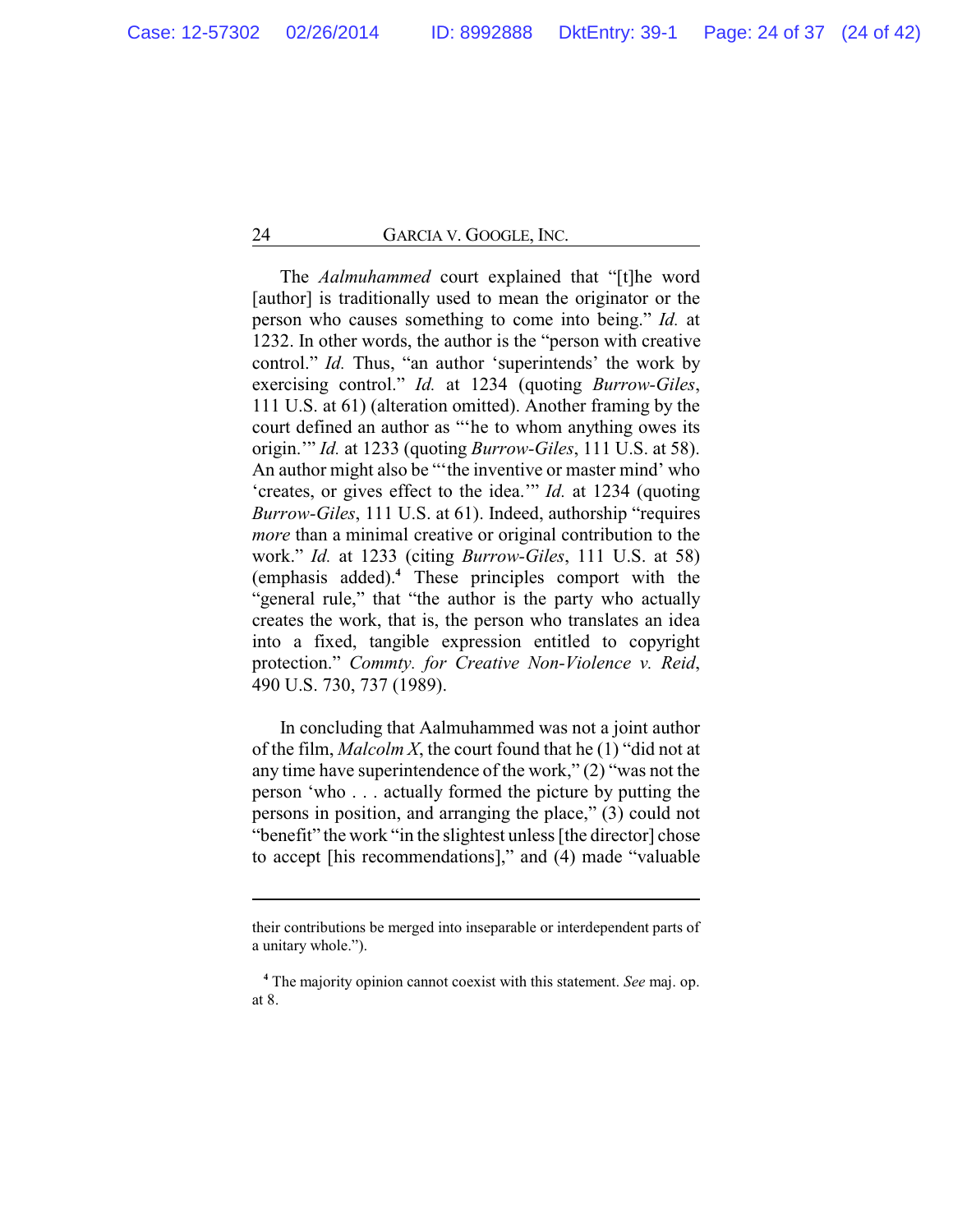The *Aalmuhammed* court explained that "[t]he word [author] is traditionally used to mean the originator or the person who causes something to come into being." *Id.* at 1232. In other words, the author is the "person with creative control." *Id.* Thus, "an author 'superintends' the work by exercising control." *Id.* at 1234 (quoting *Burrow-Giles*, 111 U.S. at 61) (alteration omitted). Another framing by the court defined an author as "'he to whom anything owes its origin.'" *Id.* at 1233 (quoting *Burrow-Giles*, 111 U.S. at 58). An author might also be "'the inventive or master mind' who 'creates, or gives effect to the idea.'" *Id.* at 1234 (quoting *Burrow-Giles*, 111 U.S. at 61). Indeed, authorship "requires *more* than a minimal creative or original contribution to the work." *Id.* at 1233 (citing *Burrow-Giles*, 111 U.S. at 58) (emphasis added).[4] These principles comport with the "general rule," that "the author is the party who actually creates the work, that is, the person who translates an idea into a fixed, tangible expression entitled to copyright protection." *Cmmty. for Creative Non-Violence v. Reid*, 490 U.S. 730, 737 (1989).

In concluding that Aalmuhammed was not a joint author of the film, *Malcolm X*, the court found that he (1) "did not at any time have superintendence of the work," (2) "was not the person 'who . . . actually formed the picture by putting the persons in position, and arranging the place,'" (3) could not "benefit" the work "in the slightest unless [the director] chose to accept [his recommendations]," and (4) made "valuable

---

their contributions be merged into inseparable or interdependent parts of a unitary whole.").

[4] The majority opinion cannot coexist with this statement. *See* maj. op. at 8.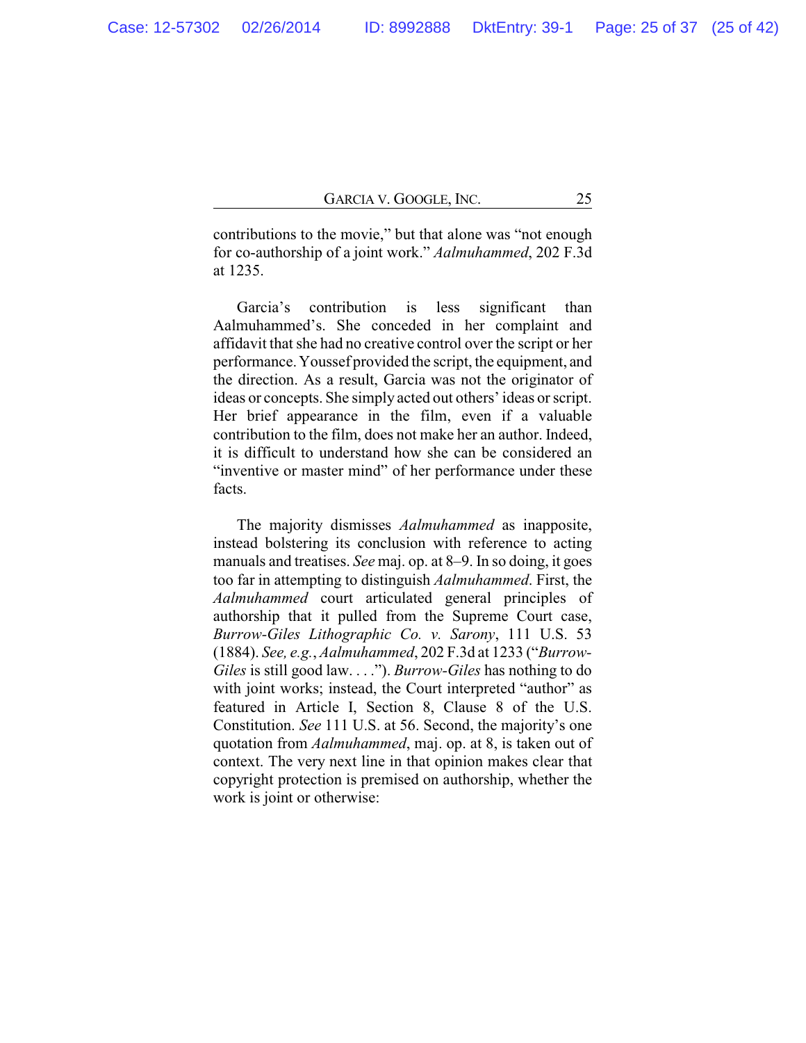contributions to the movie," but that alone was "not enough for co-authorship of a joint work." *Aalmuhammed*, 202 F.3d at 1235.

Garcia's contribution is less significant than Aalmuhammed's. She conceded in her complaint and affidavit that she had no creative control over the script or her performance. Youssef provided the script, the equipment, and the direction. As a result, Garcia was not the originator of ideas or concepts. She simply acted out others' ideas or script. Her brief appearance in the film, even if a valuable contribution to the film, does not make her an author. Indeed, it is difficult to understand how she can be considered an "inventive or master mind" of her performance under these facts.

The majority dismisses *Aalmuhammed* as inapposite, instead bolstering its conclusion with reference to acting manuals and treatises. *See* maj. op. at 8–9. In so doing, it goes too far in attempting to distinguish *Aalmuhammed*. First, the *Aalmuhammed* court articulated general principles of authorship that it pulled from the Supreme Court case, *Burrow-Giles Lithographic Co. v. Sarony*, 111 U.S. 53 (1884). *See, e.g.*, *Aalmuhammed*, 202 F.3d at 1233 ("*Burrow-Giles* is still good law. . . ."). *Burrow-Giles* has nothing to do with joint works; instead, the Court interpreted "author" as featured in Article I, Section 8, Clause 8 of the U.S. Constitution. *See* 111 U.S. at 56. Second, the majority's one quotation from *Aalmuhammed*, maj. op. at 8, is taken out of context. The very next line in that opinion makes clear that copyright protection is premised on authorship, whether the work is joint or otherwise: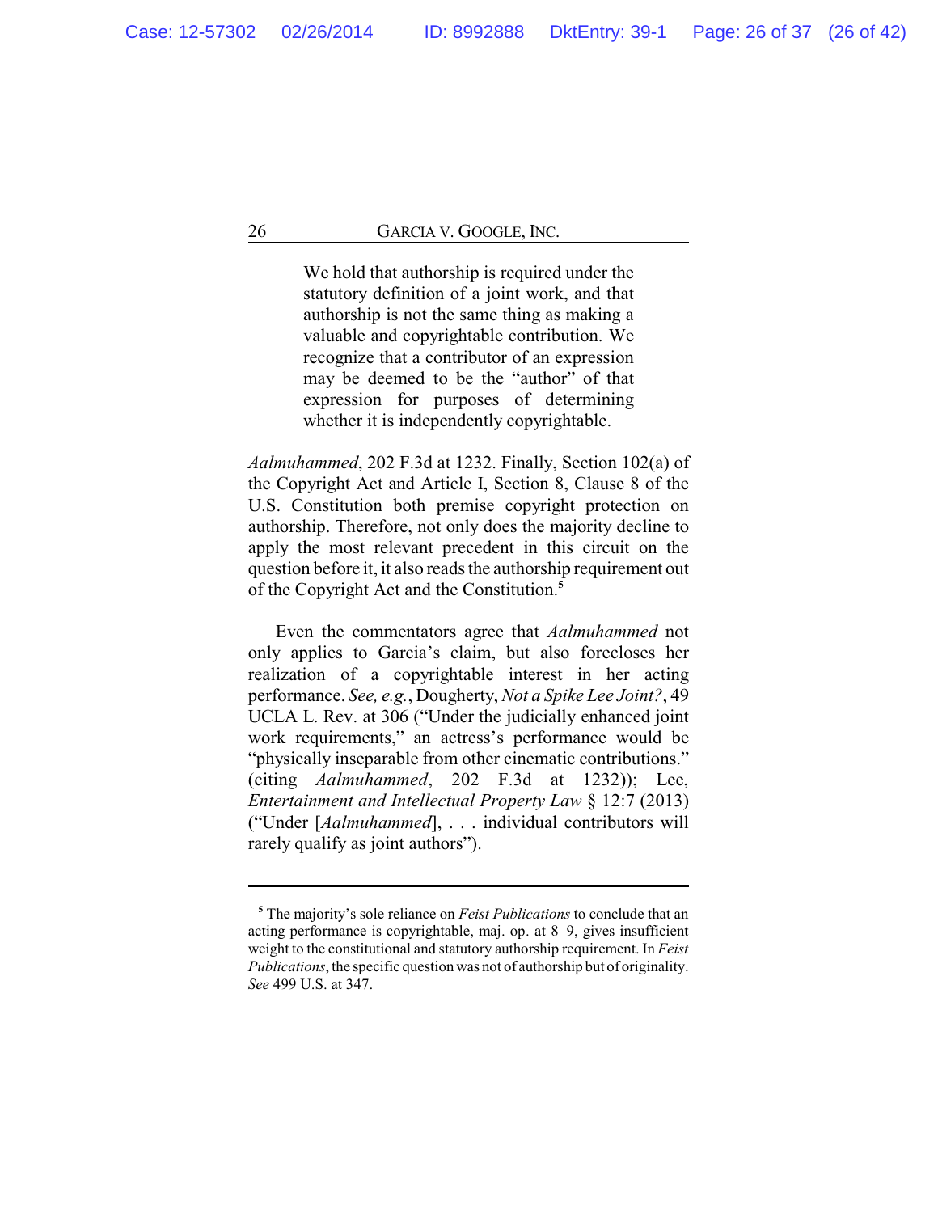> We hold that authorship is required under the statutory definition of a joint work, and that authorship is not the same thing as making a valuable and copyrightable contribution. We recognize that a contributor of an expression may be deemed to be the "author" of that expression for purposes of determining whether it is independently copyrightable.

*Aalmuhammed*, 202 F.3d at 1232. Finally, Section 102(a) of the Copyright Act and Article I, Section 8, Clause 8 of the U.S. Constitution both premise copyright protection on authorship. Therefore, not only does the majority decline to apply the most relevant precedent in this circuit on the question before it, it also reads the authorship requirement out of the Copyright Act and the Constitution.[5]

Even the commentators agree that *Aalmuhammed* not only applies to Garcia's claim, but also forecloses her realization of a copyrightable interest in her acting performance. *See, e.g.*, Dougherty, *Not a Spike Lee Joint?*, 49 UCLA L. Rev. at 306 ("Under the judicially enhanced joint work requirements," an actress's performance would be "physically inseparable from other cinematic contributions." (citing *Aalmuhammed*, 202 F.3d at 1232)); Lee, *Entertainment and Intellectual Property Law* § 12:7 (2013) ("Under [*Aalmuhammed*], . . . individual contributors will rarely qualify as joint authors").

---

[5] The majority's sole reliance on *Feist Publications* to conclude that an acting performance is copyrightable, maj. op. at 8–9, gives insufficient weight to the constitutional and statutory authorship requirement. In *Feist Publications*, the specific question was not of authorship but of originality. *See* 499 U.S. at 347.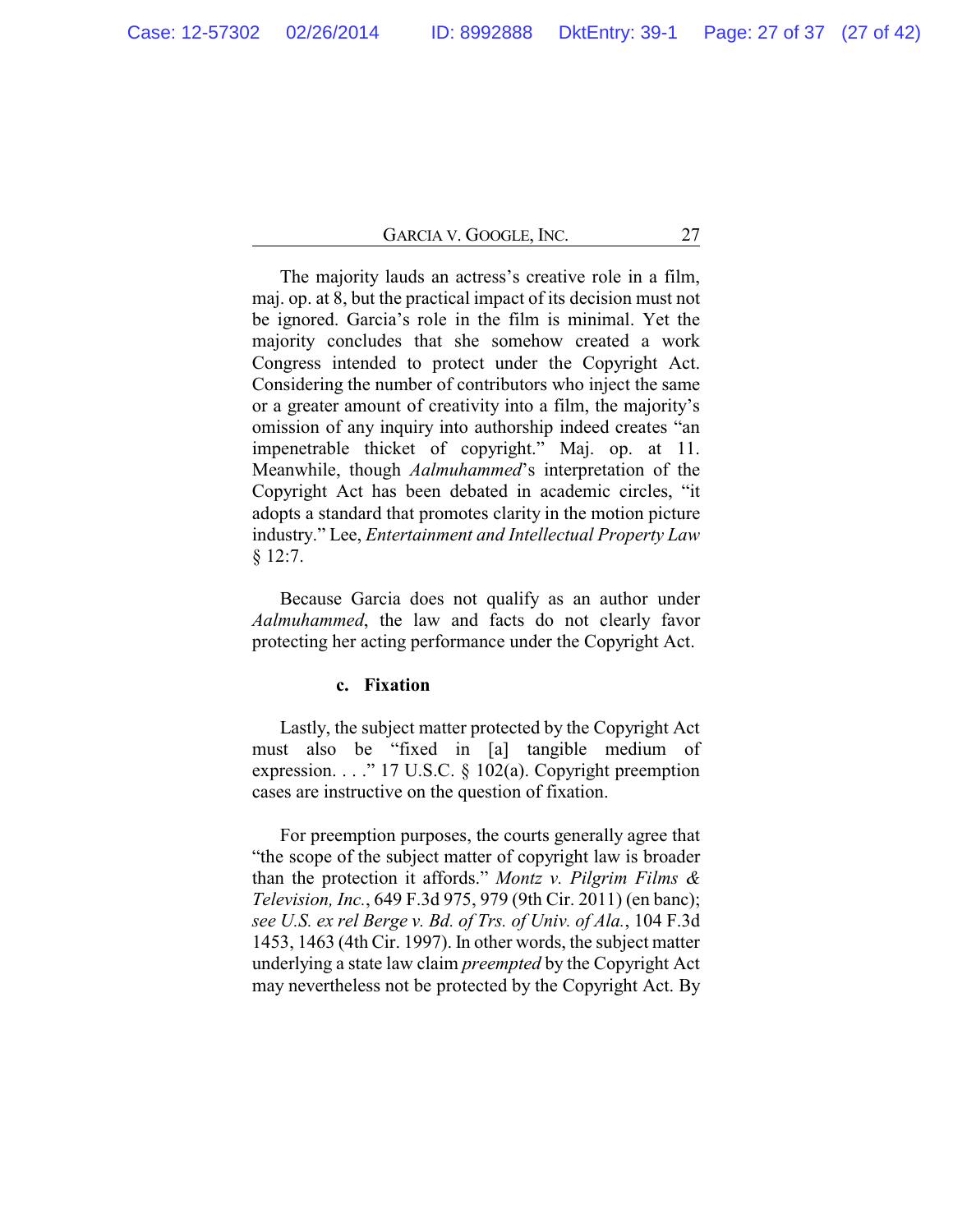The majority lauds an actress's creative role in a film, maj. op. at 8, but the practical impact of its decision must not be ignored. Garcia's role in the film is minimal. Yet the majority concludes that she somehow created a work Congress intended to protect under the Copyright Act. Considering the number of contributors who inject the same or a greater amount of creativity into a film, the majority's omission of any inquiry into authorship indeed creates "an impenetrable thicket of copyright." Maj. op. at 11. Meanwhile, though *Aalmuhammed*'s interpretation of the Copyright Act has been debated in academic circles, "it adopts a standard that promotes clarity in the motion picture industry." Lee, *Entertainment and Intellectual Property Law* § 12:7.

Because Garcia does not qualify as an author under *Aalmuhammed*, the law and facts do not clearly favor protecting her acting performance under the Copyright Act.

#### c. Fixation

Lastly, the subject matter protected by the Copyright Act must also be "fixed in [a] tangible medium of expression. . . ." 17 U.S.C. § 102(a). Copyright preemption cases are instructive on the question of fixation.

For preemption purposes, the courts generally agree that "the scope of the subject matter of copyright law is broader than the protection it affords." *Montz v. Pilgrim Films & Television, Inc.*, 649 F.3d 975, 979 (9th Cir. 2011) (en banc); *see U.S. ex rel Berge v. Bd. of Trs. of Univ. of Ala.*, 104 F.3d 1453, 1463 (4th Cir. 1997). In other words, the subject matter underlying a state law claim *preempted* by the Copyright Act may nevertheless not be protected by the Copyright Act. By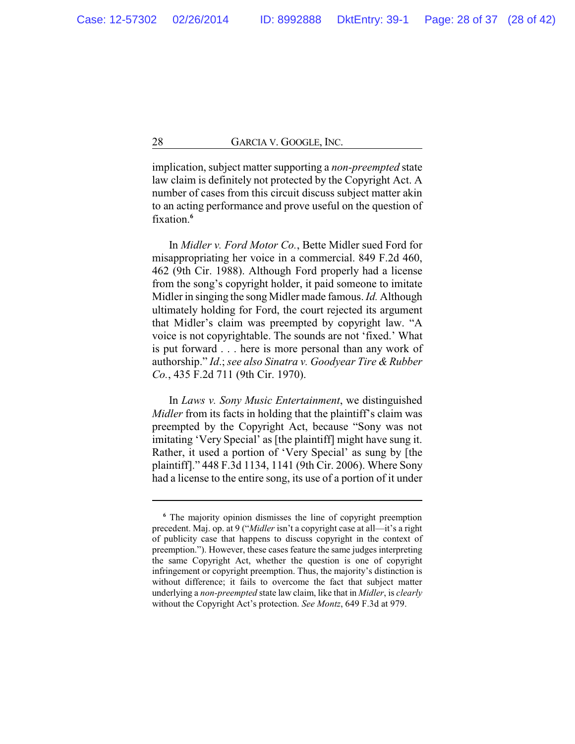implication, subject matter supporting a *non-preempted* state law claim is definitely not protected by the Copyright Act. A number of cases from this circuit discuss subject matter akin to an acting performance and prove useful on the question of fixation.[6]

In *Midler v. Ford Motor Co.*, Bette Midler sued Ford for misappropriating her voice in a commercial. 849 F.2d 460, 462 (9th Cir. 1988). Although Ford properly had a license from the song's copyright holder, it paid someone to imitate Midler in singing the song Midler made famous. *Id.* Although ultimately holding for Ford, the court rejected its argument that Midler's claim was preempted by copyright law. "A voice is not copyrightable. The sounds are not 'fixed.' What is put forward . . . here is more personal than any work of authorship." *Id.*; *see also Sinatra v. Goodyear Tire & Rubber Co.*, 435 F.2d 711 (9th Cir. 1970).

In *Laws v. Sony Music Entertainment*, we distinguished *Midler* from its facts in holding that the plaintiff's claim was preempted by the Copyright Act, because "Sony was not imitating 'Very Special' as [the plaintiff] might have sung it. Rather, it used a portion of 'Very Special' as sung by [the plaintiff]." 448 F.3d 1134, 1141 (9th Cir. 2006). Where Sony had a license to the entire song, its use of a portion of it under

---

[6] The majority opinion dismisses the line of copyright preemption precedent. Maj. op. at 9 ("*Midler* isn't a copyright case at all—it's a right of publicity case that happens to discuss copyright in the context of preemption."). However, these cases feature the same judges interpreting the same Copyright Act, whether the question is one of copyright infringement or copyright preemption. Thus, the majority's distinction is without difference; it fails to overcome the fact that subject matter underlying a *non-preempted* state law claim, like that in *Midler*, is *clearly* without the Copyright Act's protection. *See Montz*, 649 F.3d at 979.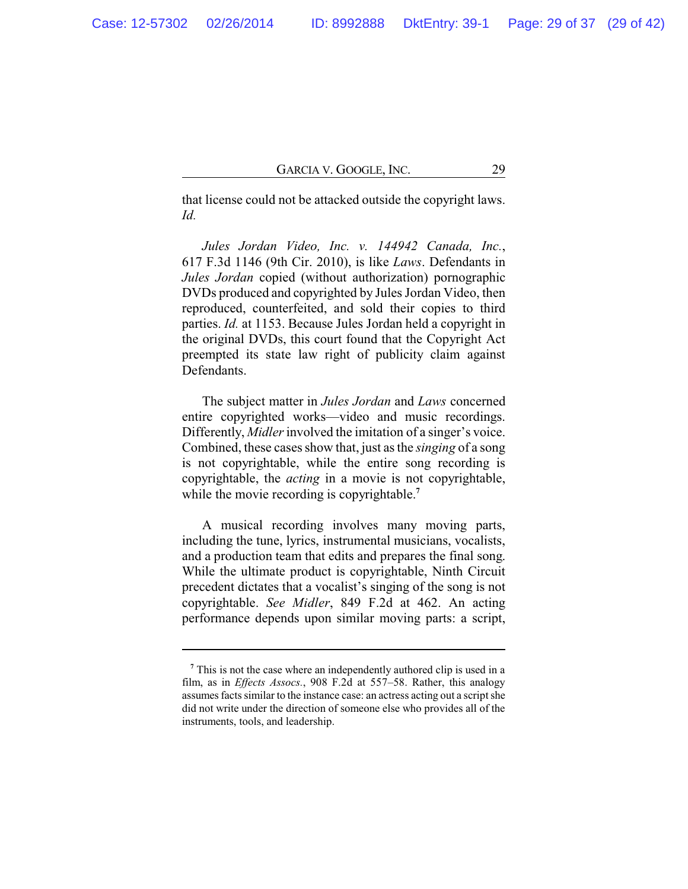that license could not be attacked outside the copyright laws. *Id.*

*Jules Jordan Video, Inc. v. 144942 Canada, Inc.*, 617 F.3d 1146 (9th Cir. 2010), is like *Laws*. Defendants in *Jules Jordan* copied (without authorization) pornographic DVDs produced and copyrighted by Jules Jordan Video, then reproduced, counterfeited, and sold their copies to third parties. *Id.* at 1153. Because Jules Jordan held a copyright in the original DVDs, this court found that the Copyright Act preempted its state law right of publicity claim against Defendants.

The subject matter in *Jules Jordan* and *Laws* concerned entire copyrighted works—video and music recordings. Differently, *Midler* involved the imitation of a singer's voice. Combined, these cases show that, just as the *singing* of a song is not copyrightable, while the entire song recording is copyrightable, the *acting* in a movie is not copyrightable, while the movie recording is copyrightable.[7]

A musical recording involves many moving parts, including the tune, lyrics, instrumental musicians, vocalists, and a production team that edits and prepares the final song. While the ultimate product is copyrightable, Ninth Circuit precedent dictates that a vocalist's singing of the song is not copyrightable. *See Midler*, 849 F.2d at 462. An acting performance depends upon similar moving parts: a script,

---

[7] This is not the case where an independently authored clip is used in a film, as in *Effects Assocs.*, 908 F.2d at 557–58. Rather, this analogy assumes facts similar to the instance case: an actress acting out a script she did not write under the direction of someone else who provides all of the instruments, tools, and leadership.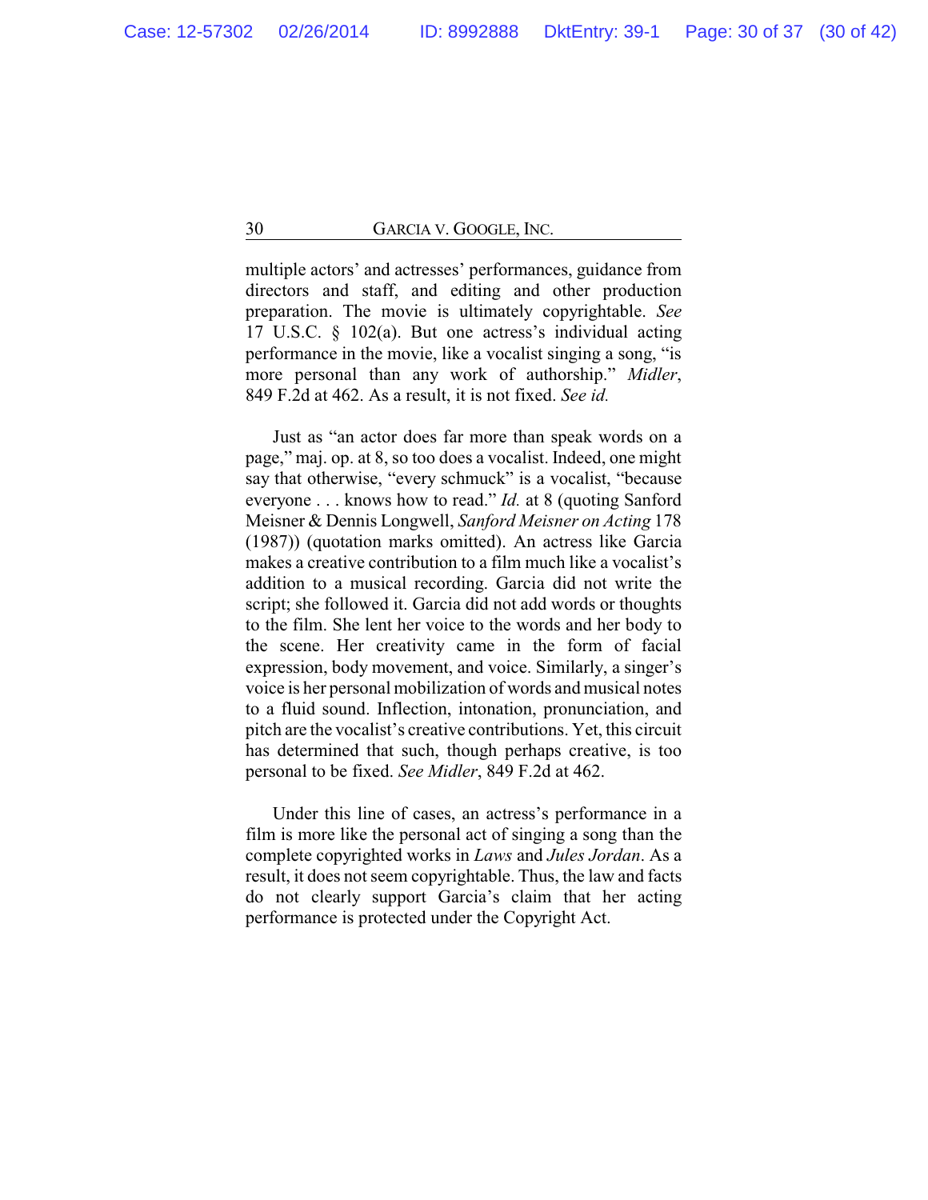multiple actors' and actresses' performances, guidance from directors and staff, and editing and other production preparation. The movie is ultimately copyrightable. *See* 17 U.S.C. § 102(a). But one actress's individual acting performance in the movie, like a vocalist singing a song, "is more personal than any work of authorship." *Midler*, 849 F.2d at 462. As a result, it is not fixed. *See id.*

Just as "an actor does far more than speak words on a page," maj. op. at 8, so too does a vocalist. Indeed, one might say that otherwise, "every schmuck" is a vocalist, "because everyone . . . knows how to read." *Id.* at 8 (quoting Sanford Meisner & Dennis Longwell, *Sanford Meisner on Acting* 178 (1987)) (quotation marks omitted). An actress like Garcia makes a creative contribution to a film much like a vocalist's addition to a musical recording. Garcia did not write the script; she followed it. Garcia did not add words or thoughts to the film. She lent her voice to the words and her body to the scene. Her creativity came in the form of facial expression, body movement, and voice. Similarly, a singer's voice is her personal mobilization of words and musical notes to a fluid sound. Inflection, intonation, pronunciation, and pitch are the vocalist's creative contributions. Yet, this circuit has determined that such, though perhaps creative, is too personal to be fixed. *See Midler*, 849 F.2d at 462.

Under this line of cases, an actress's performance in a film is more like the personal act of singing a song than the complete copyrighted works in *Laws* and *Jules Jordan*. As a result, it does not seem copyrightable. Thus, the law and facts do not clearly support Garcia's claim that her acting performance is protected under the Copyright Act.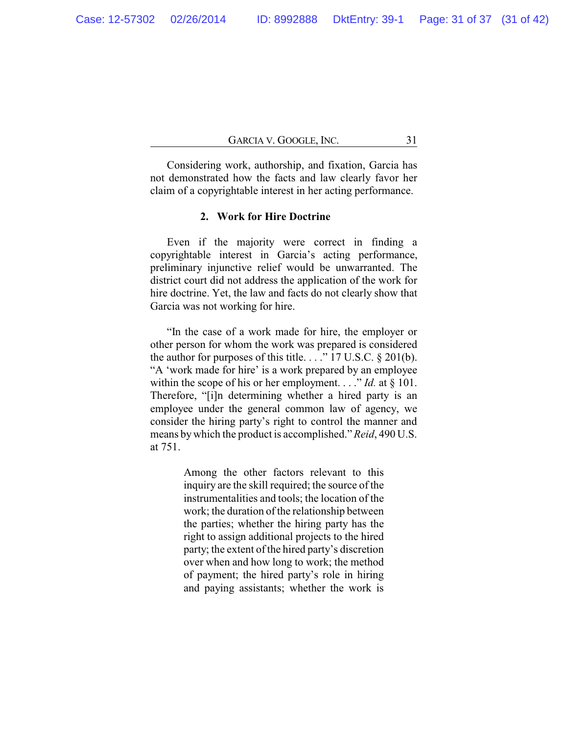Considering work, authorship, and fixation, Garcia has not demonstrated how the facts and law clearly favor her claim of a copyrightable interest in her acting performance.

### 2. Work for Hire Doctrine

Even if the majority were correct in finding a copyrightable interest in Garcia's acting performance, preliminary injunctive relief would be unwarranted. The district court did not address the application of the work for hire doctrine. Yet, the law and facts do not clearly show that Garcia was not working for hire.

"In the case of a work made for hire, the employer or other person for whom the work was prepared is considered the author for purposes of this title. . . ." 17 U.S.C. § 201(b). "A 'work made for hire' is a work prepared by an employee within the scope of his or her employment. . . ." *Id.* at § 101. Therefore, "[i]n determining whether a hired party is an employee under the general common law of agency, we consider the hiring party's right to control the manner and means by which the product is accomplished." *Reid*, 490 U.S. at 751.

> Among the other factors relevant to this inquiry are the skill required; the source of the instrumentalities and tools; the location of the work; the duration of the relationship between the parties; whether the hiring party has the right to assign additional projects to the hired party; the extent of the hired party's discretion over when and how long to work; the method of payment; the hired party's role in hiring and paying assistants; whether the work is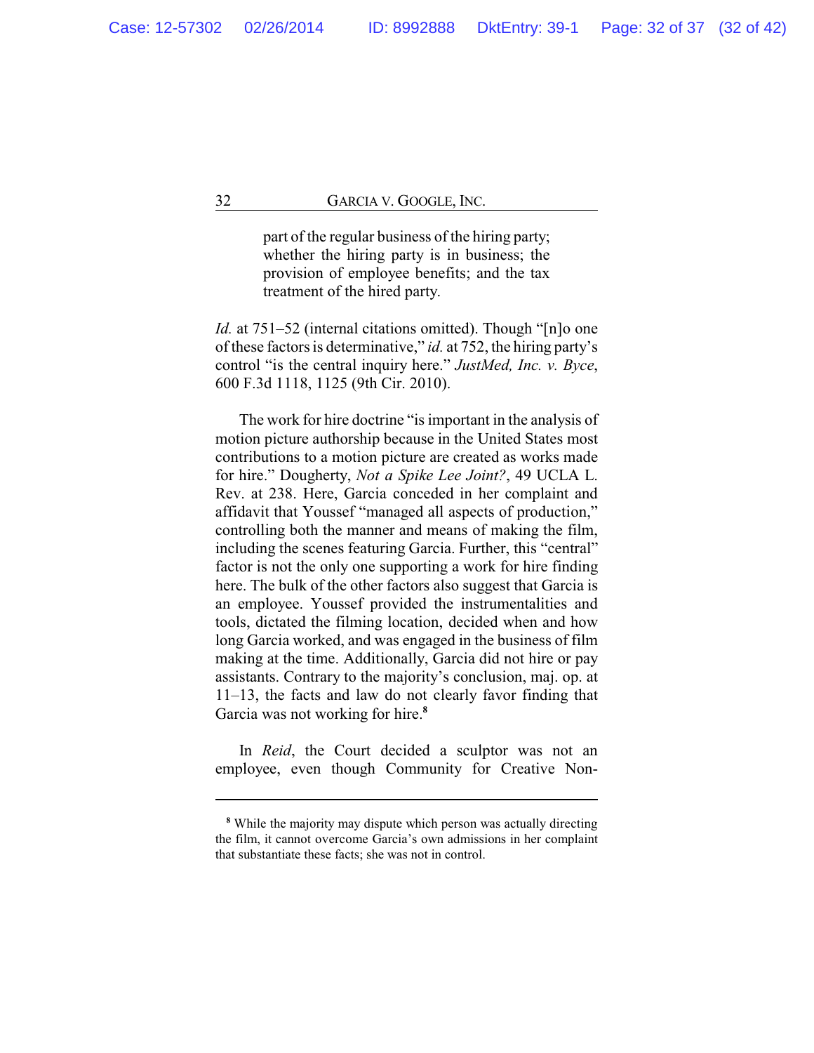> part of the regular business of the hiring party; whether the hiring party is in business; the provision of employee benefits; and the tax treatment of the hired party.

*Id.* at 751–52 (internal citations omitted). Though "[n]o one of these factors is determinative," *id.* at 752, the hiring party's control "is the central inquiry here." *JustMed, Inc. v. Byce*, 600 F.3d 1118, 1125 (9th Cir. 2010).

The work for hire doctrine "is important in the analysis of motion picture authorship because in the United States most contributions to a motion picture are created as works made for hire." Dougherty, *Not a Spike Lee Joint?*, 49 UCLA L. Rev. at 238. Here, Garcia conceded in her complaint and affidavit that Youssef "managed all aspects of production," controlling both the manner and means of making the film, including the scenes featuring Garcia. Further, this "central" factor is not the only one supporting a work for hire finding here. The bulk of the other factors also suggest that Garcia is an employee. Youssef provided the instrumentalities and tools, dictated the filming location, decided when and how long Garcia worked, and was engaged in the business of film making at the time. Additionally, Garcia did not hire or pay assistants. Contrary to the majority's conclusion, maj. op. at 11–13, the facts and law do not clearly favor finding that Garcia was not working for hire.[8]

In *Reid*, the Court decided a sculptor was not an employee, even though Community for Creative Non-

---

[8] While the majority may dispute which person was actually directing the film, it cannot overcome Garcia's own admissions in her complaint that substantiate these facts; she was not in control.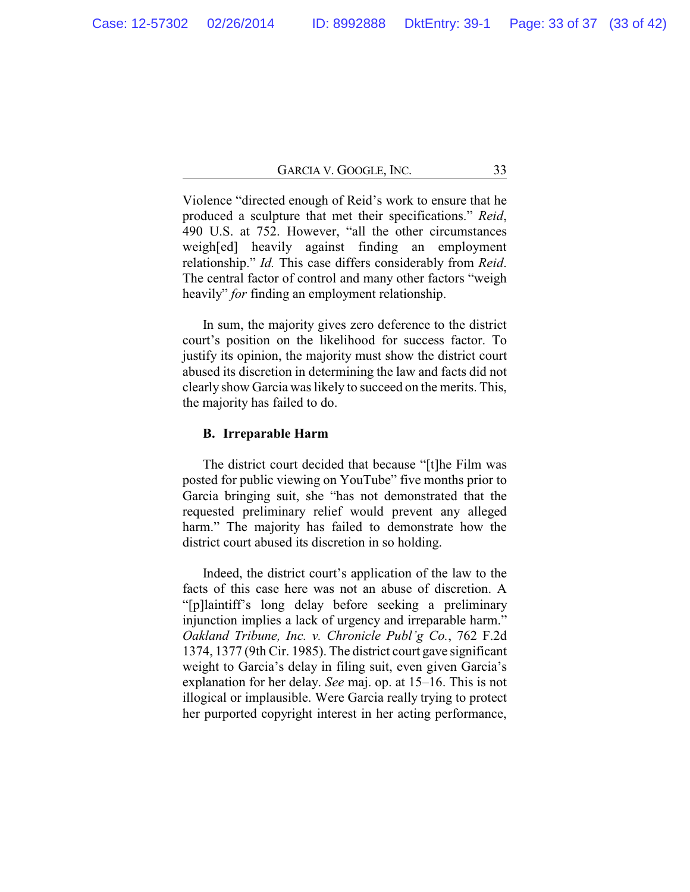Violence "directed enough of Reid's work to ensure that he produced a sculpture that met their specifications." *Reid*, 490 U.S. at 752. However, "all the other circumstances weigh[ed] heavily against finding an employment relationship." *Id.* This case differs considerably from *Reid*. The central factor of control and many other factors "weigh heavily" *for* finding an employment relationship.

In sum, the majority gives zero deference to the district court's position on the likelihood for success factor. To justify its opinion, the majority must show the district court abused its discretion in determining the law and facts did not clearly show Garcia was likely to succeed on the merits. This, the majority has failed to do.

### B. Irreparable Harm

The district court decided that because "[t]he Film was posted for public viewing on YouTube" five months prior to Garcia bringing suit, she "has not demonstrated that the requested preliminary relief would prevent any alleged harm." The majority has failed to demonstrate how the district court abused its discretion in so holding.

Indeed, the district court's application of the law to the facts of this case here was not an abuse of discretion. A "[p]laintiff's long delay before seeking a preliminary injunction implies a lack of urgency and irreparable harm." *Oakland Tribune, Inc. v. Chronicle Publ'g Co.*, 762 F.2d 1374, 1377 (9th Cir. 1985). The district court gave significant weight to Garcia's delay in filing suit, even given Garcia's explanation for her delay. *See* maj. op. at 15–16. This is not illogical or implausible. Were Garcia really trying to protect her purported copyright interest in her acting performance,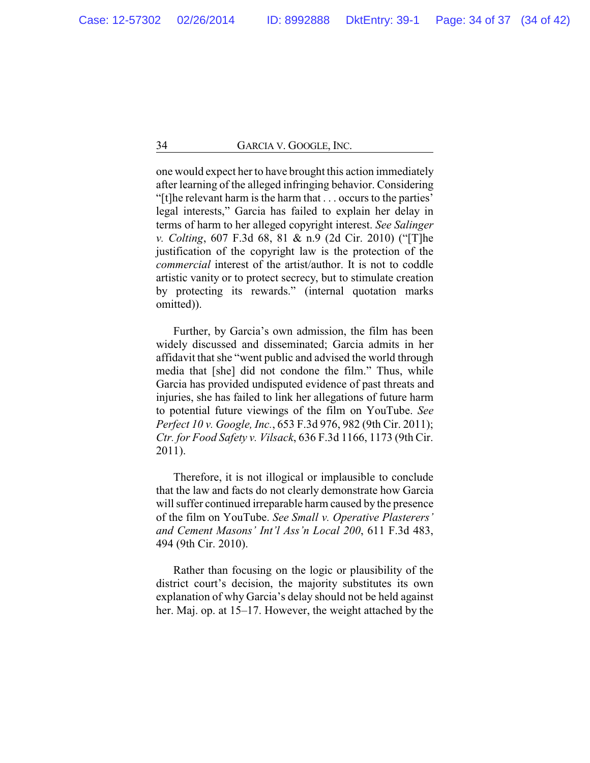one would expect her to have brought this action immediately after learning of the alleged infringing behavior. Considering "[t]he relevant harm is the harm that . . . occurs to the parties' legal interests," Garcia has failed to explain her delay in terms of harm to her alleged copyright interest. *See Salinger v. Colting*, 607 F.3d 68, 81 & n.9 (2d Cir. 2010) ("[T]he justification of the copyright law is the protection of the *commercial* interest of the artist/author. It is not to coddle artistic vanity or to protect secrecy, but to stimulate creation by protecting its rewards." (internal quotation marks omitted)).

Further, by Garcia's own admission, the film has been widely discussed and disseminated; Garcia admits in her affidavit that she "went public and advised the world through media that [she] did not condone the film." Thus, while Garcia has provided undisputed evidence of past threats and injuries, she has failed to link her allegations of future harm to potential future viewings of the film on YouTube. *See Perfect 10 v. Google, Inc.*, 653 F.3d 976, 982 (9th Cir. 2011); *Ctr. for Food Safety v. Vilsack*, 636 F.3d 1166, 1173 (9th Cir. 2011).

Therefore, it is not illogical or implausible to conclude that the law and facts do not clearly demonstrate how Garcia will suffer continued irreparable harm caused by the presence of the film on YouTube. *See Small v. Operative Plasterers' and Cement Masons' Int'l Ass'n Local 200*, 611 F.3d 483, 494 (9th Cir. 2010).

Rather than focusing on the logic or plausibility of the district court's decision, the majority substitutes its own explanation of why Garcia's delay should not be held against her. Maj. op. at 15–17. However, the weight attached by the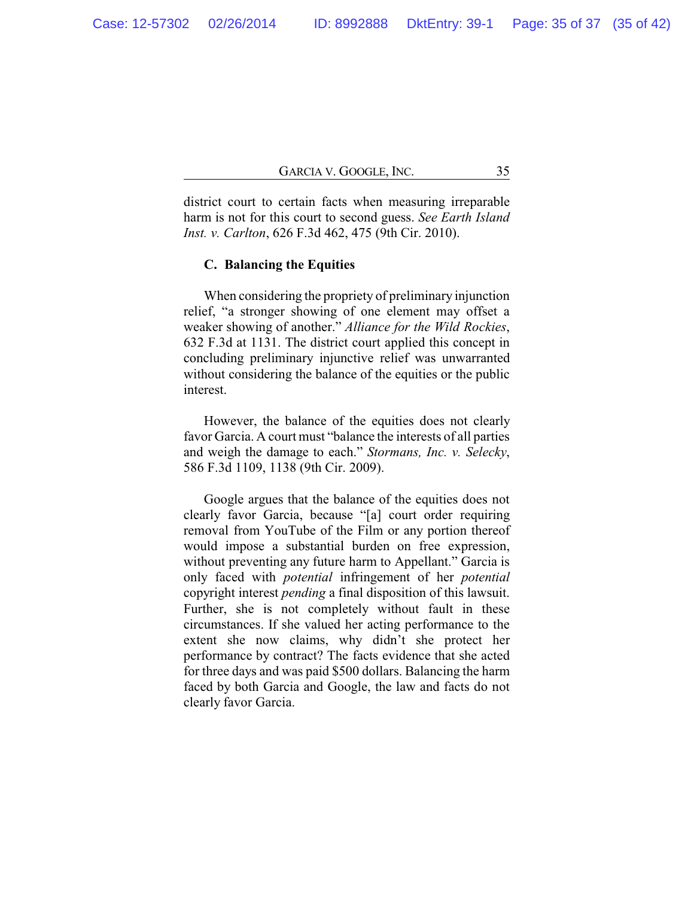district court to certain facts when measuring irreparable harm is not for this court to second guess. *See Earth Island Inst. v. Carlton*, 626 F.3d 462, 475 (9th Cir. 2010).

### C. Balancing the Equities

When considering the propriety of preliminary injunction relief, "a stronger showing of one element may offset a weaker showing of another." *Alliance for the Wild Rockies*, 632 F.3d at 1131. The district court applied this concept in concluding preliminary injunctive relief was unwarranted without considering the balance of the equities or the public interest.

However, the balance of the equities does not clearly favor Garcia. A court must "balance the interests of all parties and weigh the damage to each." *Stormans, Inc. v. Selecky*, 586 F.3d 1109, 1138 (9th Cir. 2009).

Google argues that the balance of the equities does not clearly favor Garcia, because "[a] court order requiring removal from YouTube of the Film or any portion thereof would impose a substantial burden on free expression, without preventing any future harm to Appellant." Garcia is only faced with *potential* infringement of her *potential* copyright interest *pending* a final disposition of this lawsuit. Further, she is not completely without fault in these circumstances. If she valued her acting performance to the extent she now claims, why didn't she protect her performance by contract? The facts evidence that she acted for three days and was paid $500 dollars. Balancing the harm faced by both Garcia and Google, the law and facts do not clearly favor Garcia.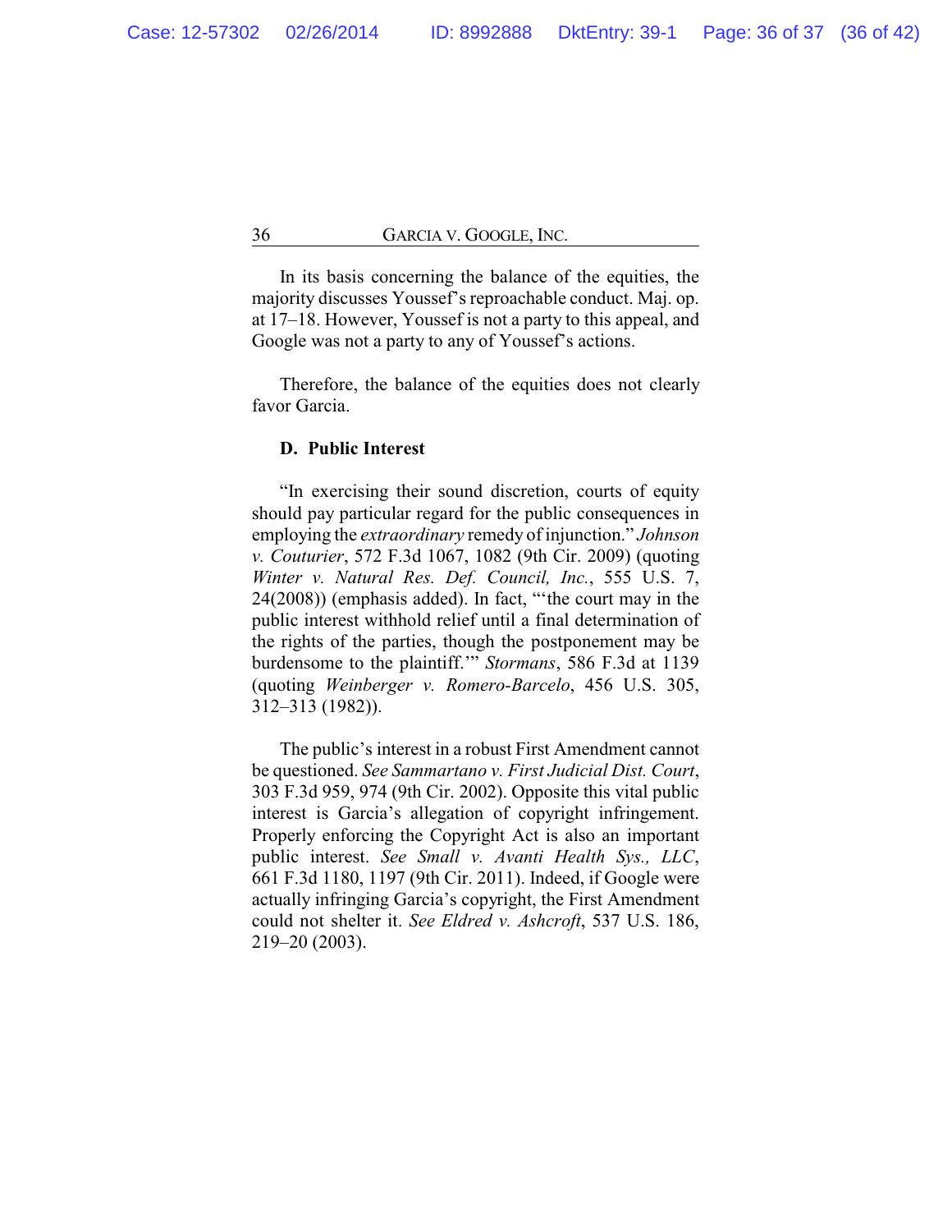In its basis concerning the balance of the equities, the majority discusses Youssef's reproachable conduct. Maj. op. at 17–18. However, Youssef is not a party to this appeal, and Google was not a party to any of Youssef's actions.

Therefore, the balance of the equities does not clearly favor Garcia.

### D. Public Interest

"In exercising their sound discretion, courts of equity should pay particular regard for the public consequences in employing the *extraordinary* remedy of injunction." *Johnson v. Couturier*, 572 F.3d 1067, 1082 (9th Cir. 2009) (quoting *Winter v. Natural Res. Def. Council, Inc.*, 555 U.S. 7, 24(2008)) (emphasis added). In fact, "'the court may in the public interest withhold relief until a final determination of the rights of the parties, though the postponement may be burdensome to the plaintiff.'" *Stormans*, 586 F.3d at 1139 (quoting *Weinberger v. Romero-Barcelo*, 456 U.S. 305, 312–313 (1982)).

The public's interest in a robust First Amendment cannot be questioned. *See Sammartano v. First Judicial Dist. Court*, 303 F.3d 959, 974 (9th Cir. 2002). Opposite this vital public interest is Garcia's allegation of copyright infringement. Properly enforcing the Copyright Act is also an important public interest. *See Small v. Avanti Health Sys., LLC*, 661 F.3d 1180, 1197 (9th Cir. 2011). Indeed, if Google were actually infringing Garcia's copyright, the First Amendment could not shelter it. *See Eldred v. Ashcroft*, 537 U.S. 186, 219–20 (2003).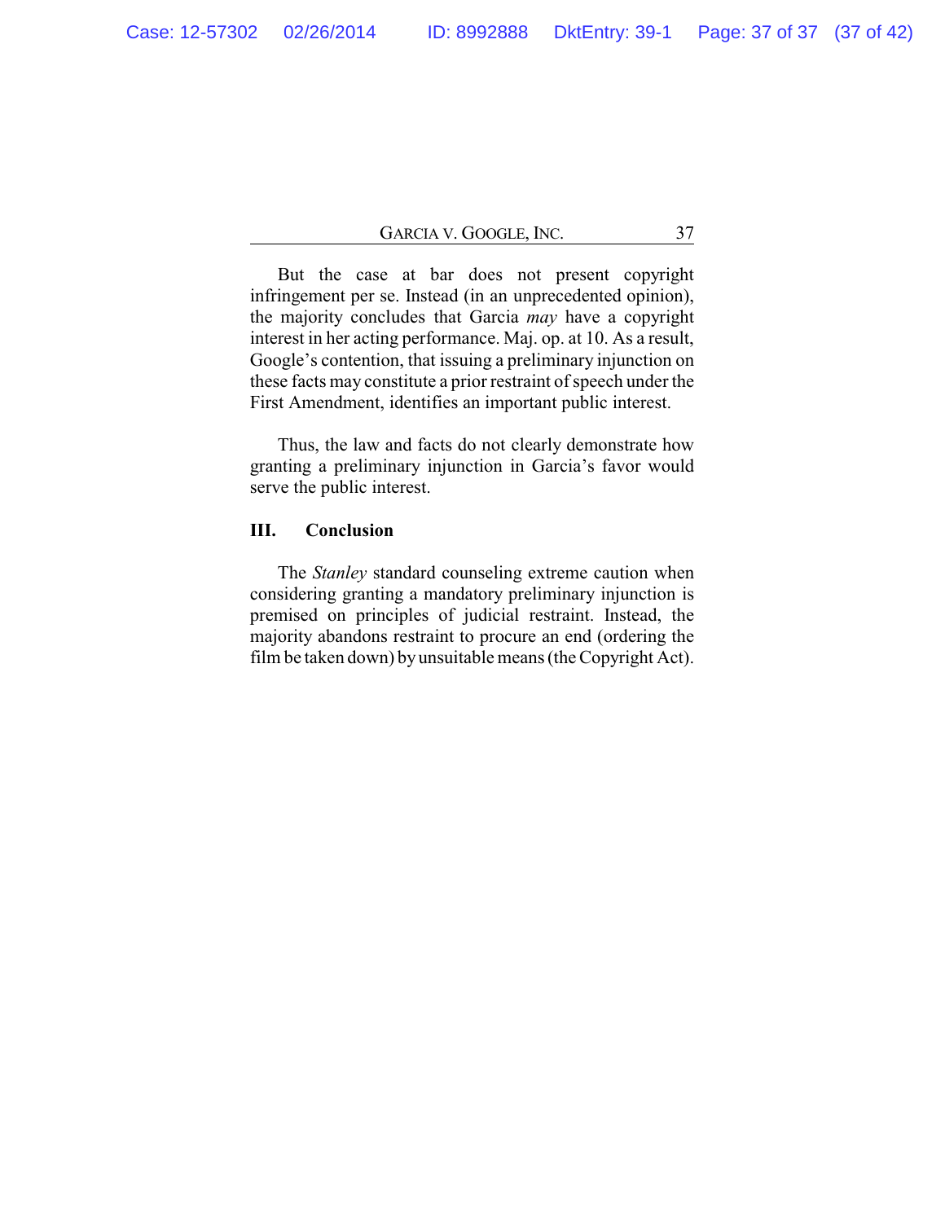But the case at bar does not present copyright infringement per se. Instead (in an unprecedented opinion), the majority concludes that Garcia *may* have a copyright interest in her acting performance. Maj. op. at 10. As a result, Google's contention, that issuing a preliminary injunction on these facts may constitute a prior restraint of speech under the First Amendment, identifies an important public interest.

Thus, the law and facts do not clearly demonstrate how granting a preliminary injunction in Garcia's favor would serve the public interest.

## III. Conclusion

The *Stanley* standard counseling extreme caution when considering granting a mandatory preliminary injunction is premised on principles of judicial restraint. Instead, the majority abandons restraint to procure an end (ordering the film be taken down) by unsuitable means (the Copyright Act).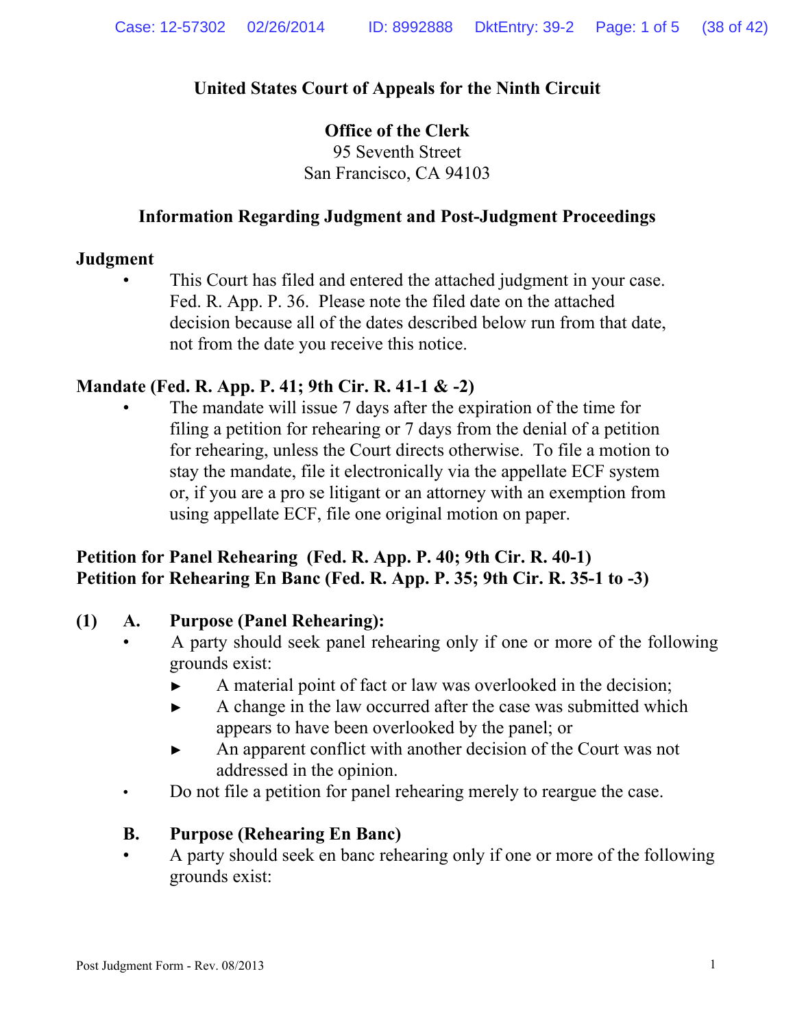## United States Court of Appeals for the Ninth Circuit

**Office of the Clerk**
95 Seventh Street
San Francisco, CA 94103

### Information Regarding Judgment and Post-Judgment Proceedings

**Judgment**

- This Court has filed and entered the attached judgment in your case. Fed. R. App. P. 36. Please note the filed date on the attached decision because all of the dates described below run from that date, not from the date you receive this notice.

**Mandate (Fed. R. App. P. 41; 9th Cir. R. 41-1 & -2)**

- The mandate will issue 7 days after the expiration of the time for filing a petition for rehearing or 7 days from the denial of a petition for rehearing, unless the Court directs otherwise. To file a motion to stay the mandate, file it electronically via the appellate ECF system or, if you are a pro se litigant or an attorney with an exemption from using appellate ECF, file one original motion on paper.

**Petition for Panel Rehearing (Fed. R. App. P. 40; 9th Cir. R. 40-1)**
**Petition for Rehearing En Banc (Fed. R. App. P. 35; 9th Cir. R. 35-1 to -3)**

**(1) A. Purpose (Panel Rehearing):**

- A party should seek panel rehearing only if one or more of the following grounds exist:
  - ► A material point of fact or law was overlooked in the decision;
  - ► A change in the law occurred after the case was submitted which appears to have been overlooked by the panel; or
  - ► An apparent conflict with another decision of the Court was not addressed in the opinion.
- Do not file a petition for panel rehearing merely to reargue the case.

**B. Purpose (Rehearing En Banc)**

- A party should seek en banc rehearing only if one or more of the following grounds exist: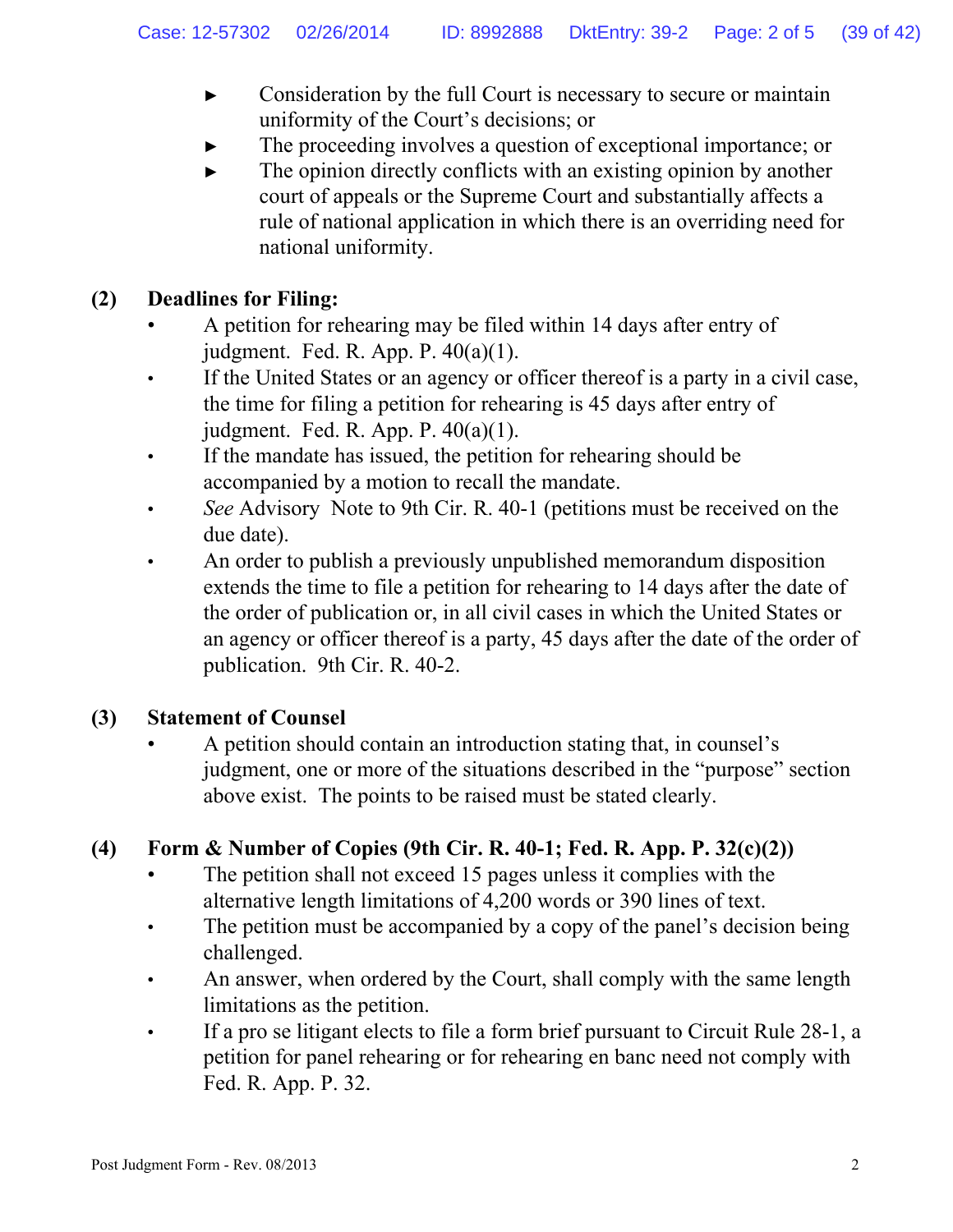- Consideration by the full Court is necessary to secure or maintain uniformity of the Court's decisions; or
- The proceeding involves a question of exceptional importance; or
- The opinion directly conflicts with an existing opinion by another court of appeals or the Supreme Court and substantially affects a rule of national application in which there is an overriding need for national uniformity.

**(2) Deadlines for Filing:**

- A petition for rehearing may be filed within 14 days after entry of judgment. Fed. R. App. P. 40(a)(1).
- If the United States or an agency or officer thereof is a party in a civil case, the time for filing a petition for rehearing is 45 days after entry of judgment. Fed. R. App. P. 40(a)(1).
- If the mandate has issued, the petition for rehearing should be accompanied by a motion to recall the mandate.
- *See* Advisory Note to 9th Cir. R. 40-1 (petitions must be received on the due date).
- An order to publish a previously unpublished memorandum disposition extends the time to file a petition for rehearing to 14 days after the date of the order of publication or, in all civil cases in which the United States or an agency or officer thereof is a party, 45 days after the date of the order of publication. 9th Cir. R. 40-2.

**(3) Statement of Counsel**

- A petition should contain an introduction stating that, in counsel's judgment, one or more of the situations described in the "purpose" section above exist. The points to be raised must be stated clearly.

**(4) Form & Number of Copies (9th Cir. R. 40-1; Fed. R. App. P. 32(c)(2))**

- The petition shall not exceed 15 pages unless it complies with the alternative length limitations of 4,200 words or 390 lines of text.
- The petition must be accompanied by a copy of the panel's decision being challenged.
- An answer, when ordered by the Court, shall comply with the same length limitations as the petition.
- If a pro se litigant elects to file a form brief pursuant to Circuit Rule 28-1, a petition for panel rehearing or for rehearing en banc need not comply with Fed. R. App. P. 32.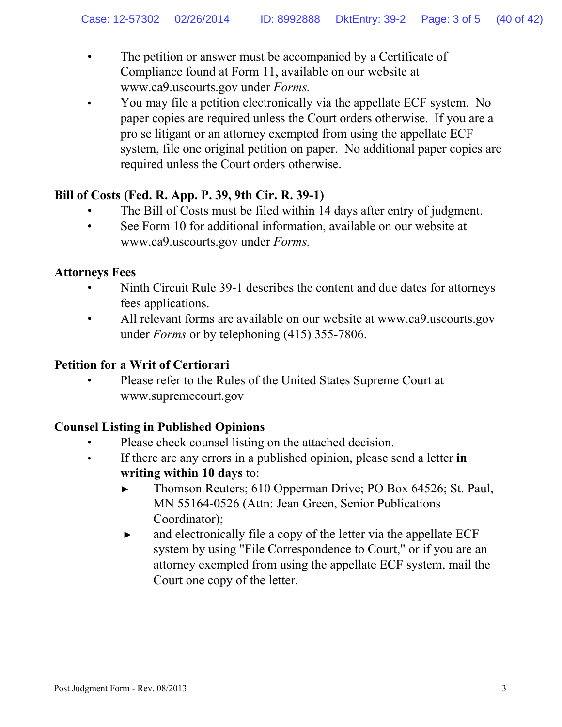- The petition or answer must be accompanied by a Certificate of Compliance found at Form 11, available on our website at www.ca9.uscourts.gov under *Forms.*
- You may file a petition electronically via the appellate ECF system. No paper copies are required unless the Court orders otherwise. If you are a pro se litigant or an attorney exempted from using the appellate ECF system, file one original petition on paper. No additional paper copies are required unless the Court orders otherwise.

**Bill of Costs (Fed. R. App. P. 39, 9th Cir. R. 39-1)**

- The Bill of Costs must be filed within 14 days after entry of judgment.
- See Form 10 for additional information, available on our website at www.ca9.uscourts.gov under *Forms.*

**Attorneys Fees**

- Ninth Circuit Rule 39-1 describes the content and due dates for attorneys fees applications.
- All relevant forms are available on our website at www.ca9.uscourts.gov under *Forms* or by telephoning (415) 355-7806.

**Petition for a Writ of Certiorari**

- Please refer to the Rules of the United States Supreme Court at www.supremecourt.gov

**Counsel Listing in Published Opinions**

- Please check counsel listing on the attached decision.
- If there are any errors in a published opinion, please send a letter **in writing within 10 days** to:
  - ► Thomson Reuters; 610 Opperman Drive; PO Box 64526; St. Paul, MN 55164-0526 (Attn: Jean Green, Senior Publications Coordinator);
  - ► and electronically file a copy of the letter via the appellate ECF system by using "File Correspondence to Court," or if you are an attorney exempted from using the appellate ECF system, mail the Court one copy of the letter.

Post Judgment Form - Rev. 08/2013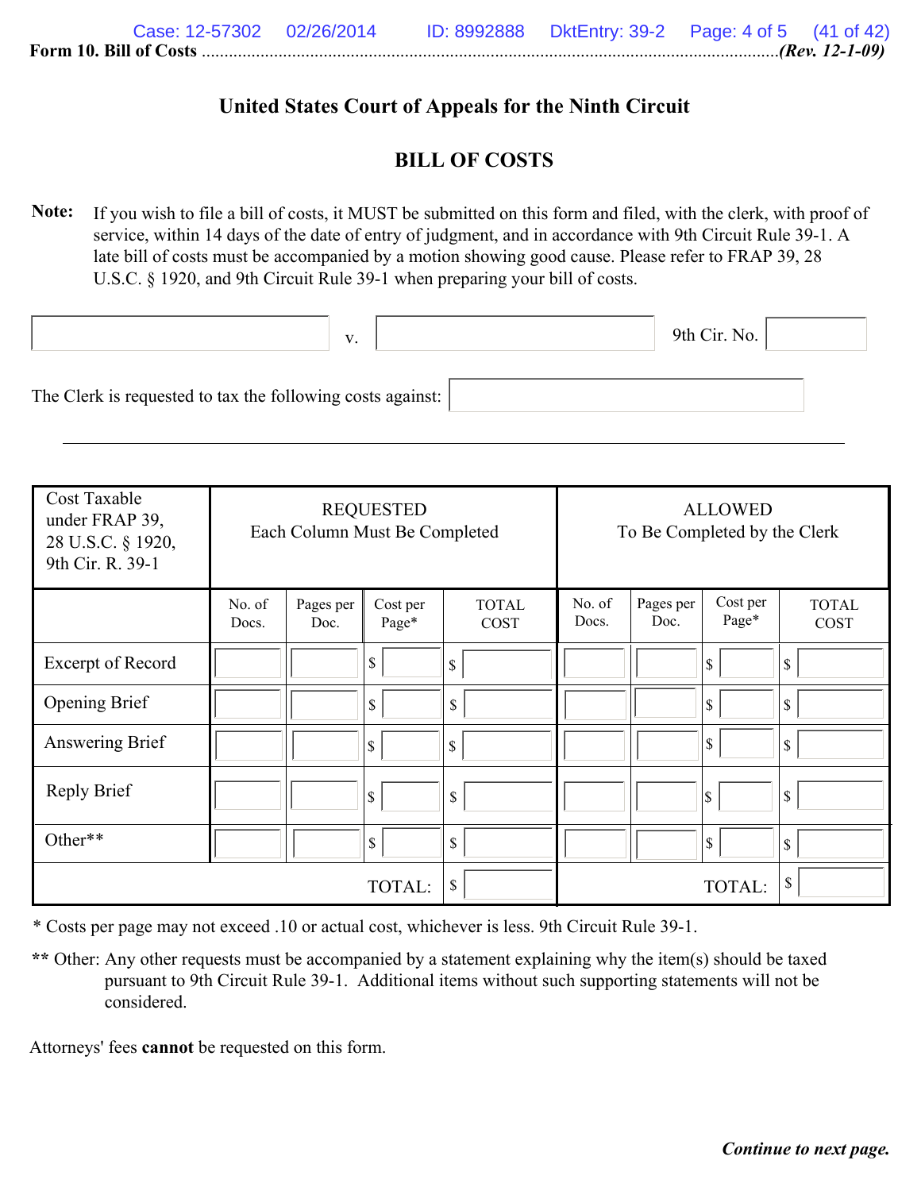Form 10. Bill of Costs ........................................................................................................................(Rev. 12-1-09)

# United States Court of Appeals for the Ninth Circuit

## BILL OF COSTS

**Note:** If you wish to file a bill of costs, it MUST be submitted on this form and filed, with the clerk, with proof of service, within 14 days of the date of entry of judgment, and in accordance with 9th Circuit Rule 39-1. A late bill of costs must be accompanied by a motion showing good cause. Please refer to FRAP 39, 28 U.S.C. § 1920, and 9th Circuit Rule 39-1 when preparing your bill of costs.

_______________ v. _______________ 9th Cir. No. _______________

The Clerk is requested to tax the following costs against: _______________

| Cost Taxable under FRAP 39, 28 U.S.C. § 1920, 9th Cir. R. 39-1 | REQUESTED Each Column Must Be Completed | | | | ALLOWED To Be Completed by the Clerk | | | |
|---|---|---|---|---|---|---|---|---|
| | No. of Docs. | Pages per Doc. | Cost per Page* | TOTAL COST | No. of Docs. | Pages per Doc. | Cost per Page* | TOTAL COST |
| Excerpt of Record | | | $ | $ | | | $ | $ |
| Opening Brief | | | $ | $ | | | $ | $ |
| Answering Brief | | | $ | $ | | | $ | $ |
| Reply Brief | | | $ | $ | | | $ | $ |
| Other** | | | $ | $ | | | $ | $ |
| | | | TOTAL: | $ | | | TOTAL: | $ |

\* Costs per page may not exceed .10 or actual cost, whichever is less. 9th Circuit Rule 39-1.

\*\* Other: Any other requests must be accompanied by a statement explaining why the item(s) should be taxed pursuant to 9th Circuit Rule 39-1. Additional items without such supporting statements will not be considered.

Attorneys' fees **cannot** be requested on this form.

***Continue to next page.***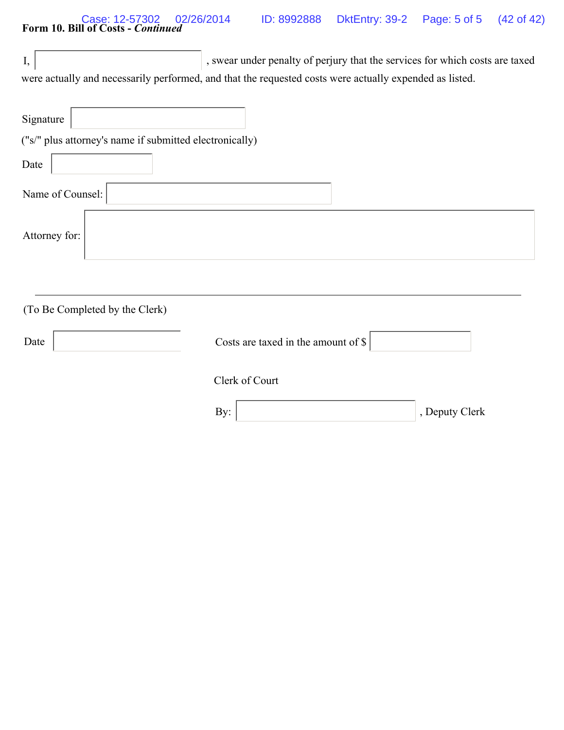**Form 10. Bill of Costs - *Continued***

I, \_\_\_\_\_\_\_\_\_\_\_\_\_\_\_\_\_\_\_\_, swear under penalty of perjury that the services for which costs are taxed were actually and necessarily performed, and that the requested costs were actually expended as listed.

Signature \_\_\_\_\_\_\_\_\_\_\_\_\_\_\_\_\_\_\_\_

("s/" plus attorney's name if submitted electronically)

Date \_\_\_\_\_\_\_\_\_\_\_\_\_\_\_\_\_\_\_\_

Name of Counsel: \_\_\_\_\_\_\_\_\_\_\_\_\_\_\_\_\_\_\_\_

Attorney for: \_\_\_\_\_\_\_\_\_\_\_\_\_\_\_\_\_\_\_\_

---

(To Be Completed by the Clerk)

Date \_\_\_\_\_\_\_\_\_\_\_\_\_\_\_\_\_\_\_\_ Costs are taxed in the amount of $ \_\_\_\_\_\_\_\_\_\_\_\_\_\_\_\_\_\_\_\_

Clerk of Court

By: \_\_\_\_\_\_\_\_\_\_\_\_\_\_\_\_\_\_\_\_, Deputy Clerk